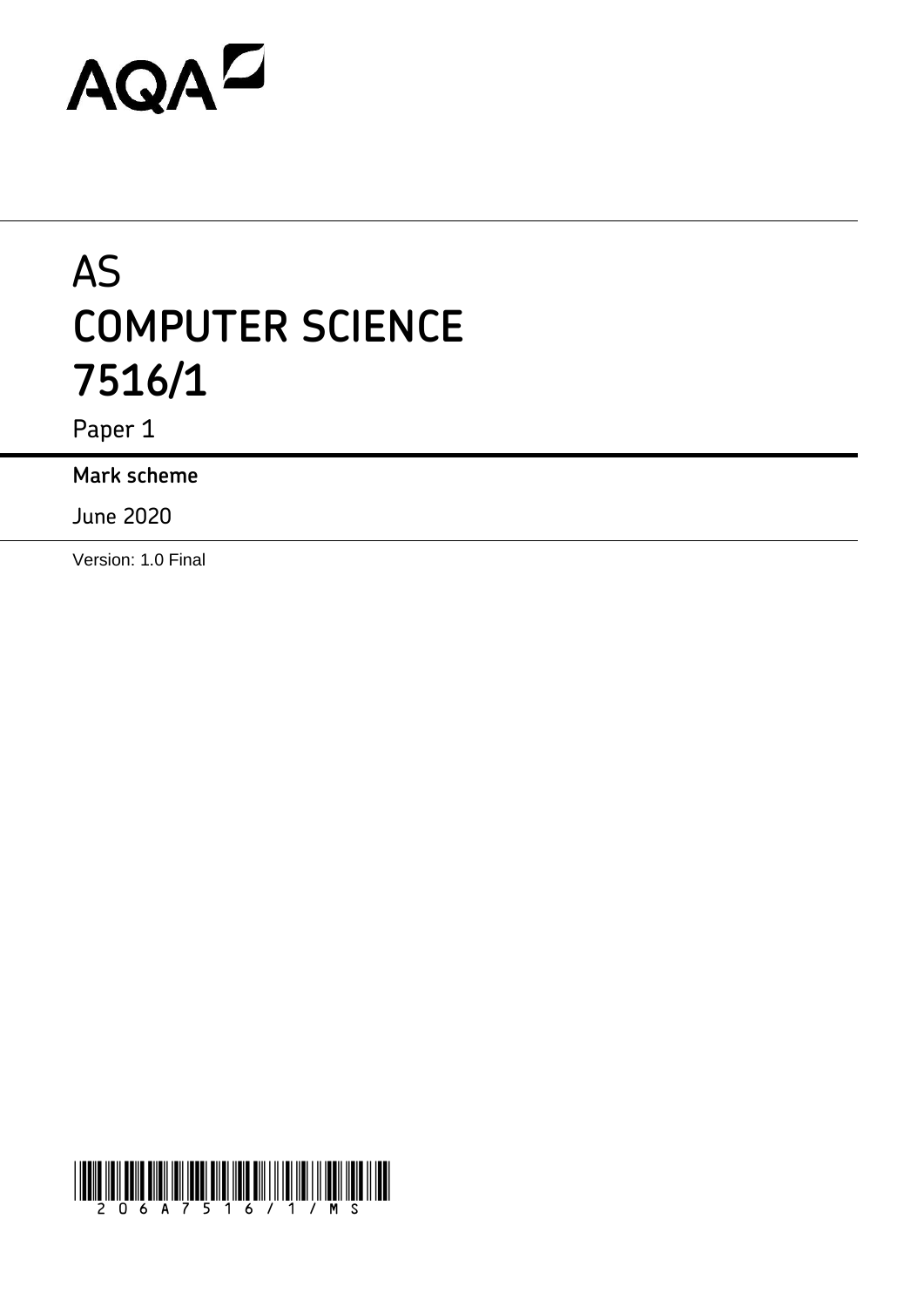AQA

# AS COMPUTER SCIENCE 7516/1

Paper 1

**Mark scheme**

June 2020

Version: 1.0 Final

206A7516/1/MS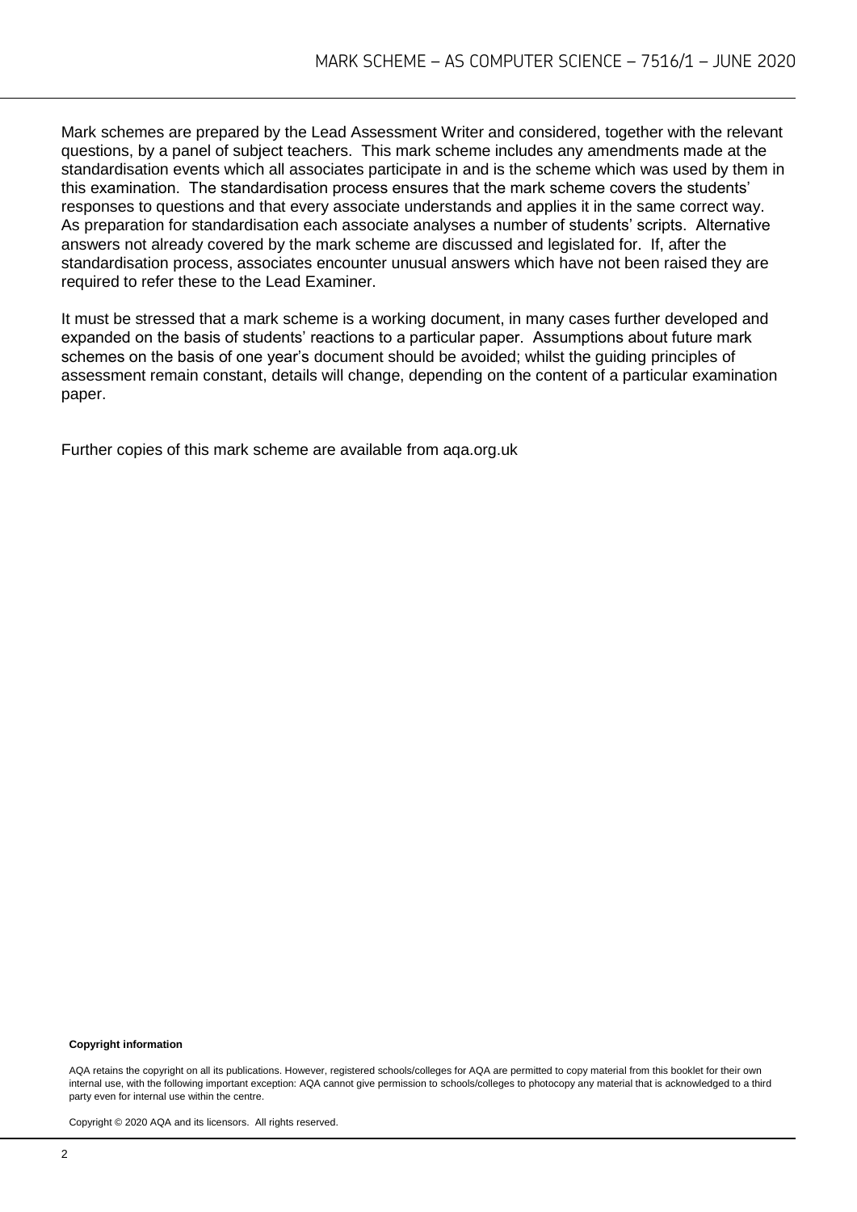Mark schemes are prepared by the Lead Assessment Writer and considered, together with the relevant questions, by a panel of subject teachers. This mark scheme includes any amendments made at the standardisation events which all associates participate in and is the scheme which was used by them in this examination. The standardisation process ensures that the mark scheme covers the students' responses to questions and that every associate understands and applies it in the same correct way. As preparation for standardisation each associate analyses a number of students' scripts. Alternative answers not already covered by the mark scheme are discussed and legislated for. If, after the standardisation process, associates encounter unusual answers which have not been raised they are required to refer these to the Lead Examiner.

It must be stressed that a mark scheme is a working document, in many cases further developed and expanded on the basis of students' reactions to a particular paper. Assumptions about future mark schemes on the basis of one year's document should be avoided; whilst the guiding principles of assessment remain constant, details will change, depending on the content of a particular examination paper.

Further copies of this mark scheme are available from aqa.org.uk

**Copyright information**

AQA retains the copyright on all its publications. However, registered schools/colleges for AQA are permitted to copy material from this booklet for their own internal use, with the following important exception: AQA cannot give permission to schools/colleges to photocopy any material that is acknowledged to a third party even for internal use within the centre.

Copyright © 2020 AQA and its licensors. All rights reserved.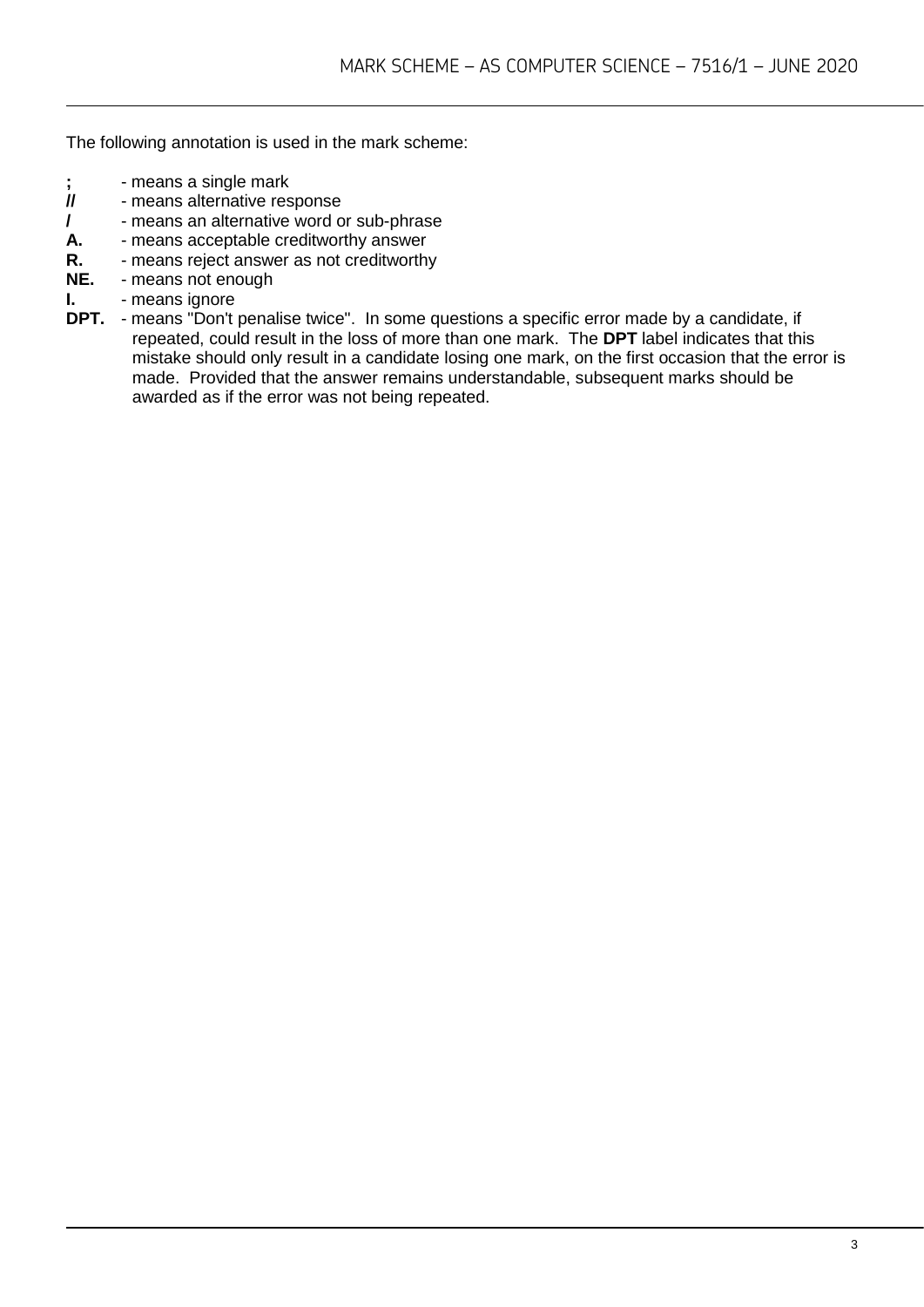The following annotation is used in the mark scheme:

- **;** - means a single mark
- **//** - means alternative response
- **/** - means an alternative word or sub-phrase
- **A.** - means acceptable creditworthy answer
- **R.** - means reject answer as not creditworthy
- **NE.** - means not enough
- **I.** - means ignore
- **DPT.** - means "Don't penalise twice". In some questions a specific error made by a candidate, if repeated, could result in the loss of more than one mark. The **DPT** label indicates that this mistake should only result in a candidate losing one mark, on the first occasion that the error is made. Provided that the answer remains understandable, subsequent marks should be awarded as if the error was not being repeated.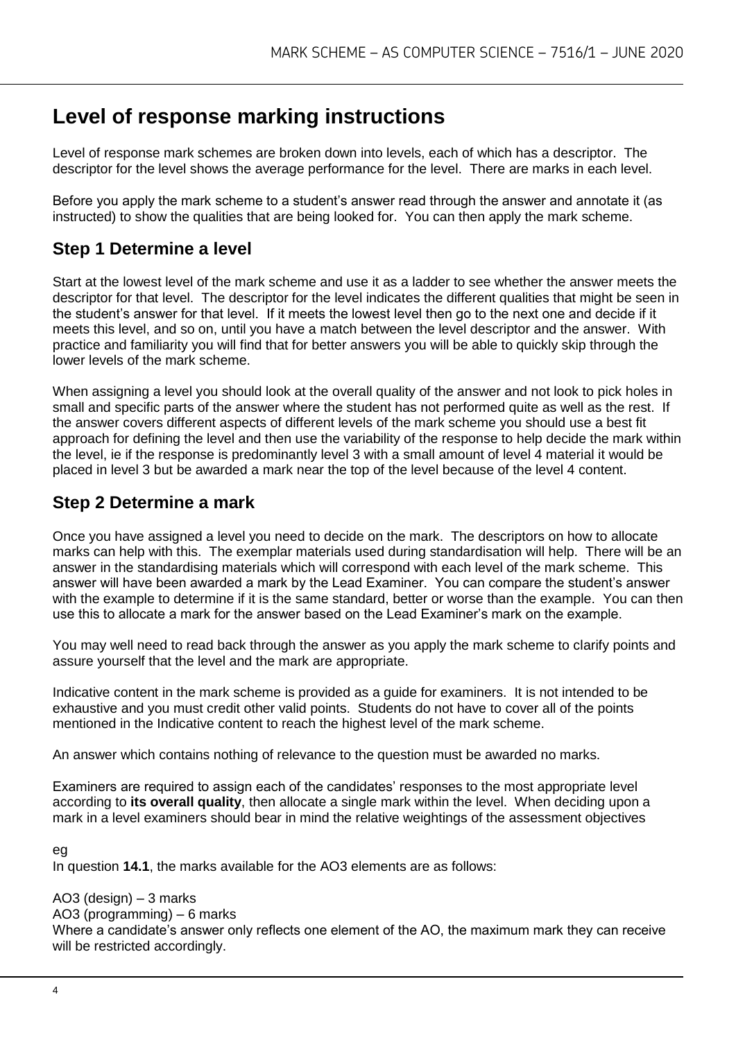# Level of response marking instructions

Level of response mark schemes are broken down into levels, each of which has a descriptor. The descriptor for the level shows the average performance for the level. There are marks in each level.

Before you apply the mark scheme to a student's answer read through the answer and annotate it (as instructed) to show the qualities that are being looked for. You can then apply the mark scheme.

## Step 1 Determine a level

Start at the lowest level of the mark scheme and use it as a ladder to see whether the answer meets the descriptor for that level. The descriptor for the level indicates the different qualities that might be seen in the student's answer for that level. If it meets the lowest level then go to the next one and decide if it meets this level, and so on, until you have a match between the level descriptor and the answer. With practice and familiarity you will find that for better answers you will be able to quickly skip through the lower levels of the mark scheme.

When assigning a level you should look at the overall quality of the answer and not look to pick holes in small and specific parts of the answer where the student has not performed quite as well as the rest. If the answer covers different aspects of different levels of the mark scheme you should use a best fit approach for defining the level and then use the variability of the response to help decide the mark within the level, ie if the response is predominantly level 3 with a small amount of level 4 material it would be placed in level 3 but be awarded a mark near the top of the level because of the level 4 content.

## Step 2 Determine a mark

Once you have assigned a level you need to decide on the mark. The descriptors on how to allocate marks can help with this. The exemplar materials used during standardisation will help. There will be an answer in the standardising materials which will correspond with each level of the mark scheme. This answer will have been awarded a mark by the Lead Examiner. You can compare the student's answer with the example to determine if it is the same standard, better or worse than the example. You can then use this to allocate a mark for the answer based on the Lead Examiner's mark on the example.

You may well need to read back through the answer as you apply the mark scheme to clarify points and assure yourself that the level and the mark are appropriate.

Indicative content in the mark scheme is provided as a guide for examiners. It is not intended to be exhaustive and you must credit other valid points. Students do not have to cover all of the points mentioned in the Indicative content to reach the highest level of the mark scheme.

An answer which contains nothing of relevance to the question must be awarded no marks.

Examiners are required to assign each of the candidates' responses to the most appropriate level according to **its overall quality**, then allocate a single mark within the level. When deciding upon a mark in a level examiners should bear in mind the relative weightings of the assessment objectives

eg

In question **14.1**, the marks available for the AO3 elements are as follows:

AO3 (design) – 3 marks

AO3 (programming) – 6 marks

Where a candidate's answer only reflects one element of the AO, the maximum mark they can receive will be restricted accordingly.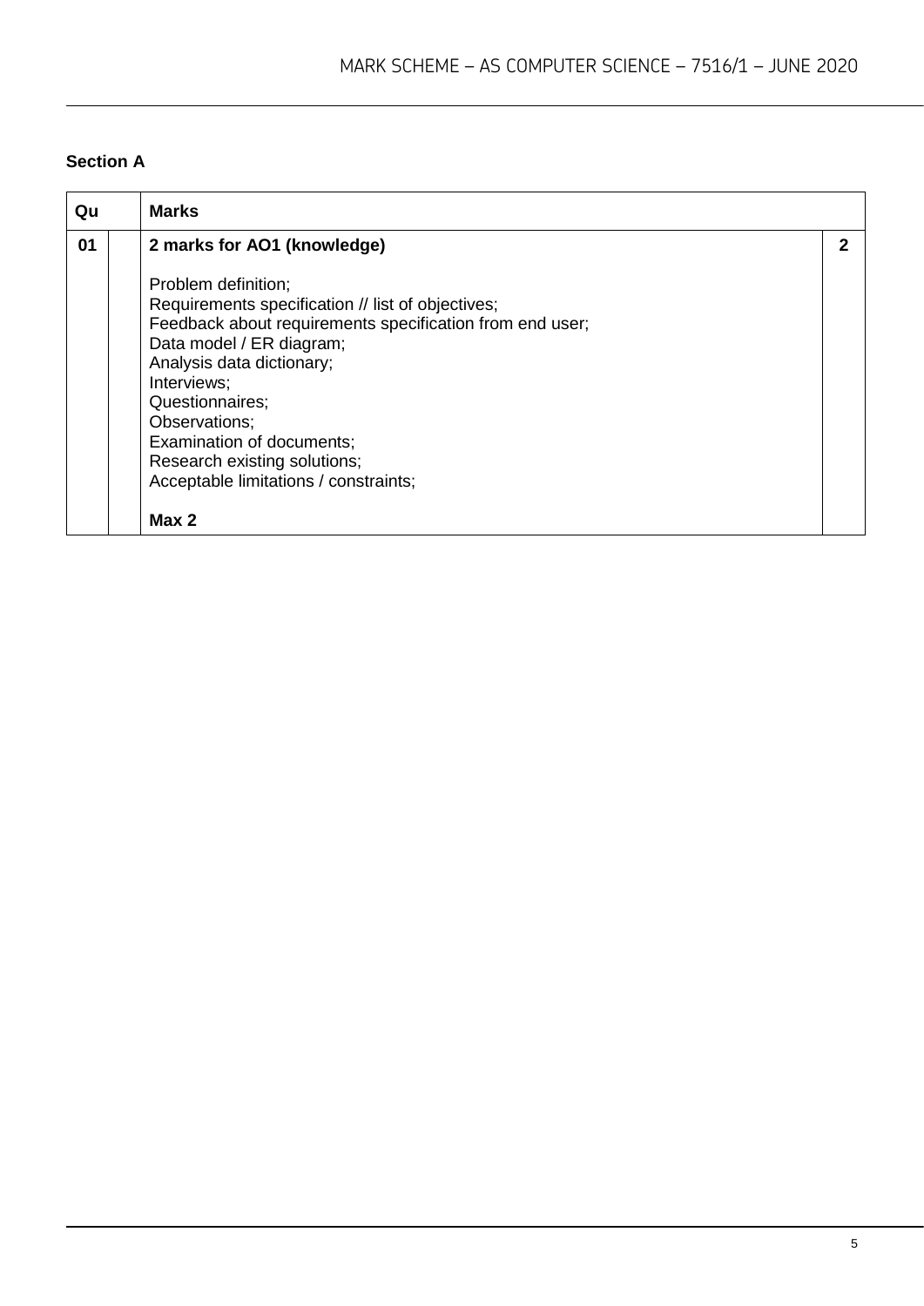## Section A

| Qu | | Marks | |
|---|---|---|---|
| 01 | | **2 marks for AO1 (knowledge)**<br><br>Problem definition;<br>Requirements specification // list of objectives;<br>Feedback about requirements specification from end user;<br>Data model / ER diagram;<br>Analysis data dictionary;<br>Interviews;<br>Questionnaires;<br>Observations;<br>Examination of documents;<br>Research existing solutions;<br>Acceptable limitations / constraints;<br><br>**Max 2** | **2** |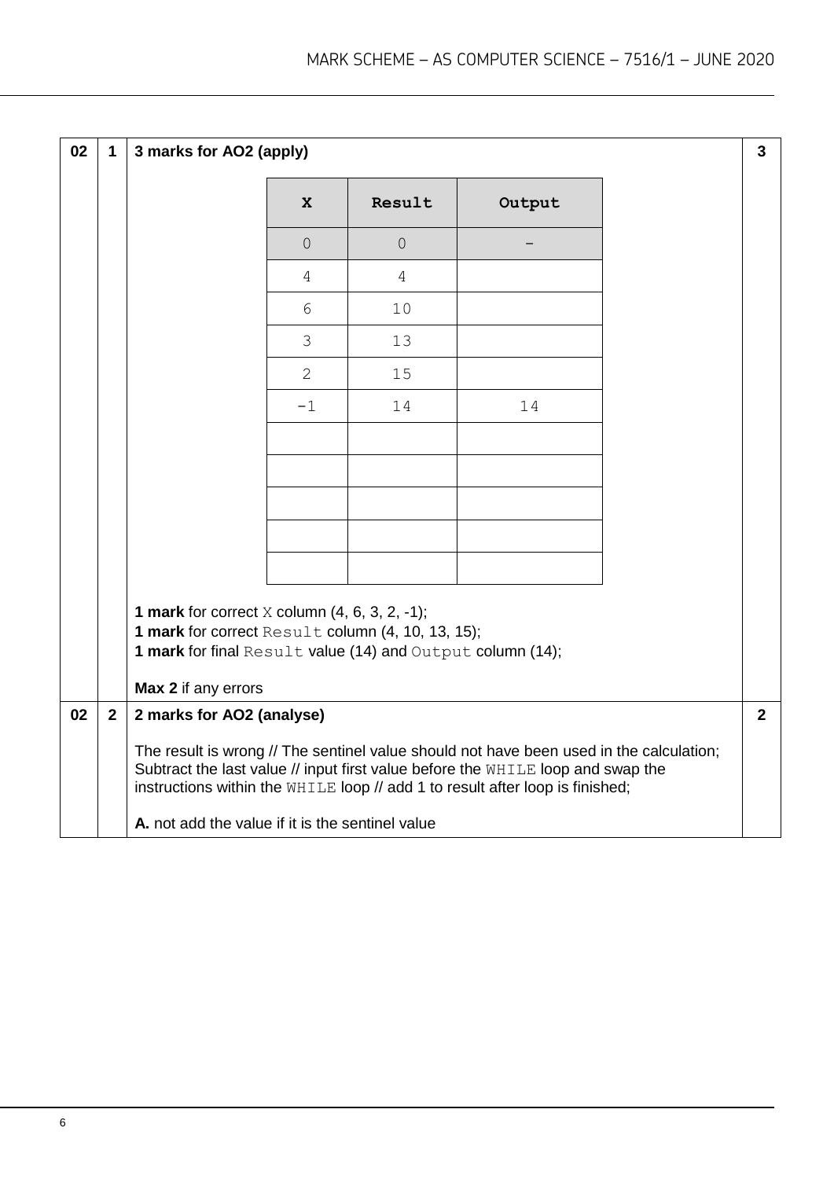| 02 | 1 | 3 marks for AO2 (apply) | 3 |
|---|---|---|---|

| X | Result | Output |
|---|---|---|
| 0 | 0 | - |
| 4 | 4 | |
| 6 | 10 | |
| 3 | 13 | |
| 2 | 15 | |
| -1 | 14 | 14 |
| | | |
| | | |
| | | |
| | | |
| | | |

**1 mark** for correct `X` column (4, 6, 3, 2, -1);
**1 mark** for correct `Result` column (4, 10, 13, 15);
**1 mark** for final `Result` value (14) and `Output` column (14);

**Max 2** if any errors

| 02 | 2 | 2 marks for AO2 (analyse) | 2 |
|---|---|---|---|

The result is wrong // The sentinel value should not have been used in the calculation;
Subtract the last value // input first value before the `WHILE` loop and swap the instructions within the `WHILE` loop // add 1 to result after loop is finished;

**A.** not add the value if it is the sentinel value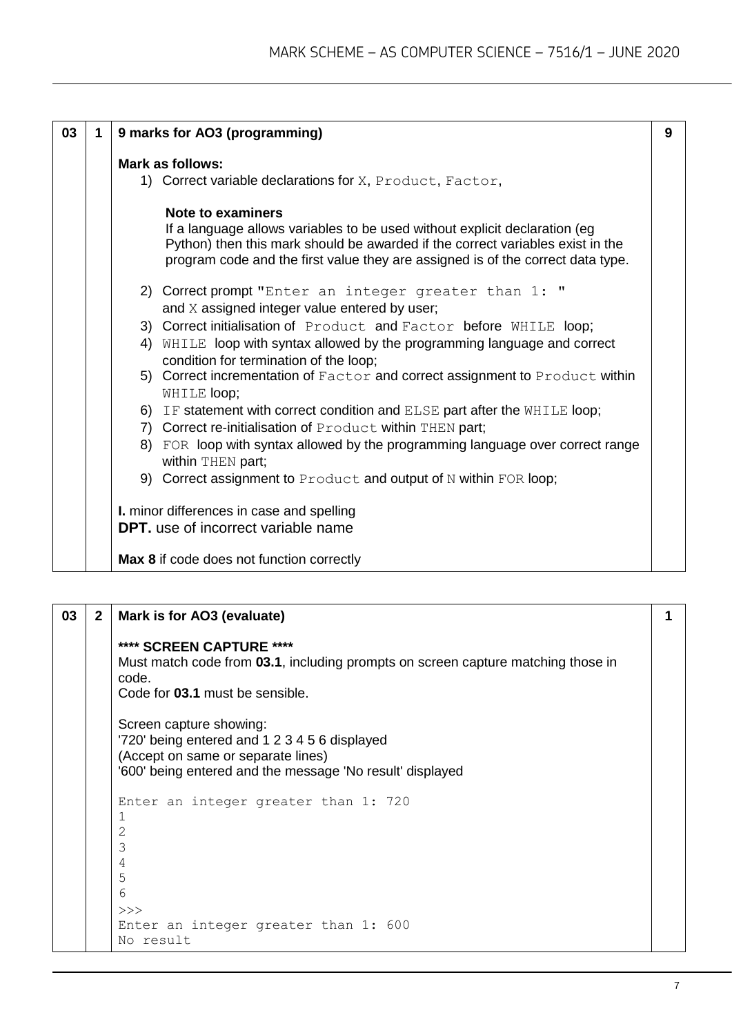| 03 | 1 | 9 marks for AO3 (programming) | 9 |
|---|---|---|---|
| | | **Mark as follows:**<br>1) Correct variable declarations for `X`, `Product`, `Factor`,<br><br>**Note to examiners**<br>If a language allows variables to be used without explicit declaration (eg Python) then this mark should be awarded if the correct variables exist in the program code and the first value they are assigned is of the correct data type.<br><br>2) Correct prompt "`Enter an integer greater than 1: `" and `X` assigned integer value entered by user;<br>3) Correct initialisation of `Product` and `Factor` before `WHILE` loop;<br>4) `WHILE` loop with syntax allowed by the programming language and correct condition for termination of the loop;<br>5) Correct incrementation of `Factor` and correct assignment to `Product` within `WHILE` loop;<br>6) `IF` statement with correct condition and `ELSE` part after the `WHILE` loop;<br>7) Correct re-initialisation of `Product` within `THEN` part;<br>8) `FOR` loop with syntax allowed by the programming language over correct range within `THEN` part;<br>9) Correct assignment to `Product` and output of `N` within `FOR` loop;<br><br>**I.** minor differences in case and spelling<br>**DPT.** use of incorrect variable name<br><br>**Max 8** if code does not function correctly | |

| 03 | 2 | Mark is for AO3 (evaluate) | 1 |
|---|---|---|---|
| | | **\*\*\*\* SCREEN CAPTURE \*\*\*\***<br>Must match code from **03.1**, including prompts on screen capture matching those in code.<br>Code for **03.1** must be sensible.<br><br>Screen capture showing:<br>'720' being entered and 1 2 3 4 5 6 displayed<br>(Accept on same or separate lines)<br>'600' being entered and the message 'No result' displayed<br><br>`Enter an integer greater than 1: 720`<br>`1`<br>`2`<br>`3`<br>`4`<br>`5`<br>`6`<br>`>>>`<br>`Enter an integer greater than 1: 600`<br>`No result` | |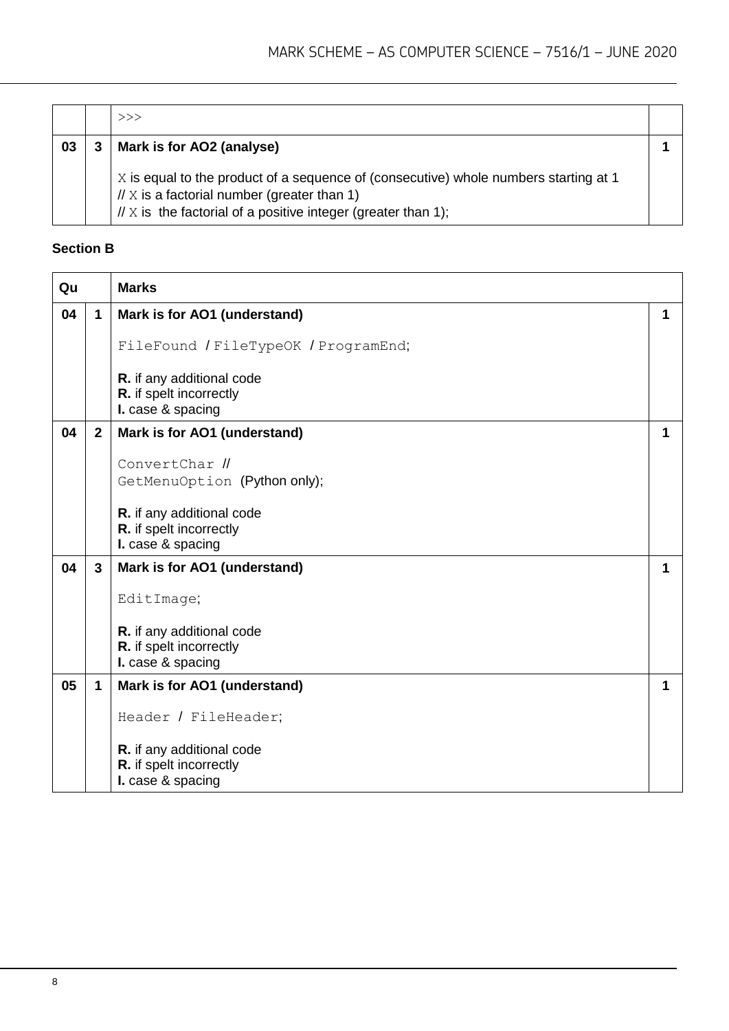| | | | |
|---|---|---|---|
| | | `>>>` | |
| 03 | 3 | **Mark is for AO2 (analyse)**<br><br>X is equal to the product of a sequence of (consecutive) whole numbers starting at 1<br>// X is a factorial number (greater than 1)<br>// X is the factorial of a positive integer (greater than 1); | 1 |

**Section B**

| Qu | | Marks | |
|---|---|---|---|
| 04 | 1 | **Mark is for AO1 (understand)**<br><br>`FileFound` / `FileTypeOK` / `ProgramEnd`;<br><br>**R.** if any additional code<br>**R.** if spelt incorrectly<br>**I.** case & spacing | 1 |
| 04 | 2 | **Mark is for AO1 (understand)**<br><br>`ConvertChar` //<br>`GetMenuOption` (Python only);<br><br>**R.** if any additional code<br>**R.** if spelt incorrectly<br>**I.** case & spacing | 1 |
| 04 | 3 | **Mark is for AO1 (understand)**<br><br>`EditImage`;<br><br>**R.** if any additional code<br>**R.** if spelt incorrectly<br>**I.** case & spacing | 1 |
| 05 | 1 | **Mark is for AO1 (understand)**<br><br>`Header` / `FileHeader`;<br><br>**R.** if any additional code<br>**R.** if spelt incorrectly<br>**I.** case & spacing | 1 |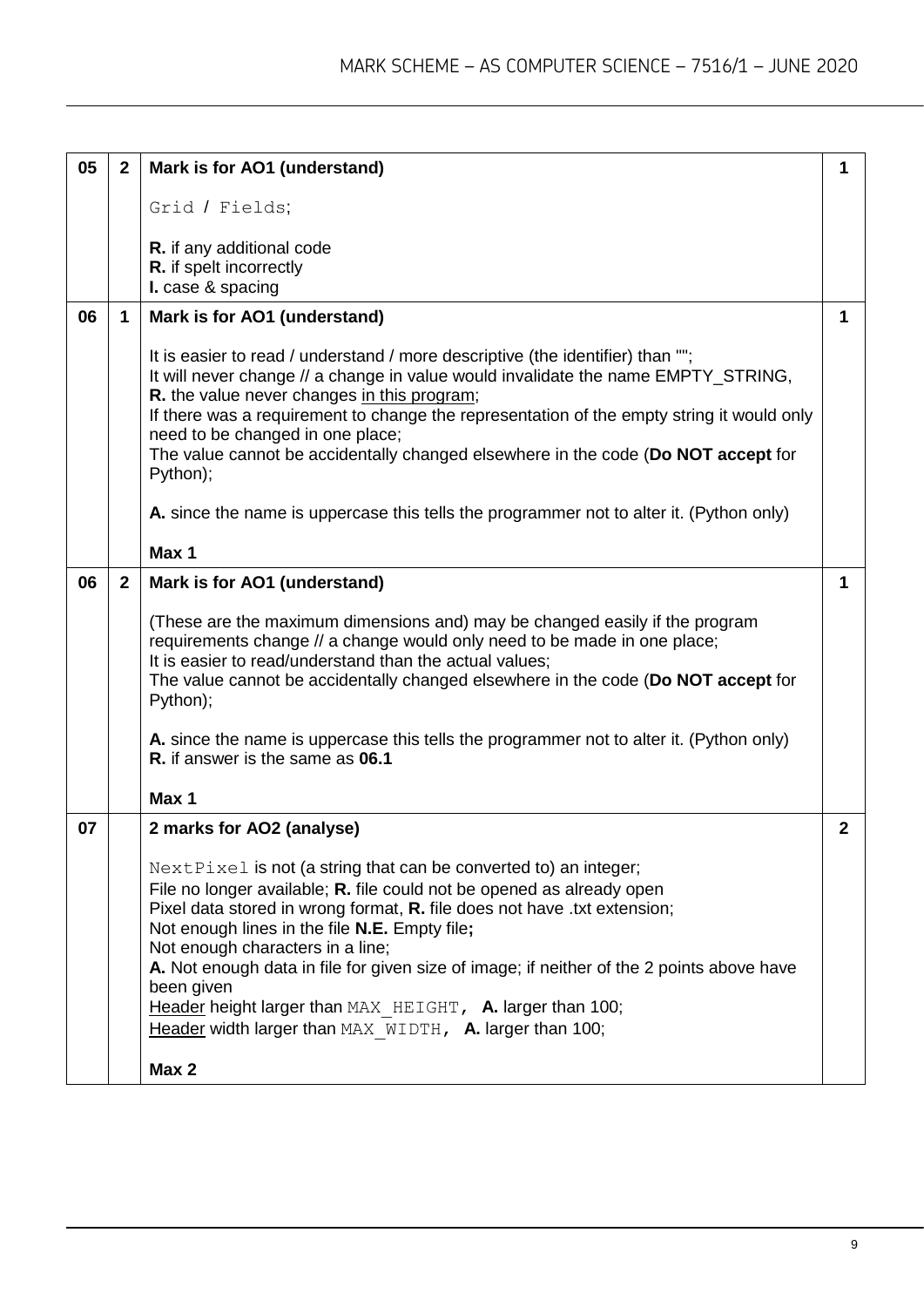| | | | |
|---|---|---|---|
| 05 | 2 | **Mark is for AO1 (understand)**<br><br>`Grid` / `Fields`;<br><br>**R.** if any additional code<br>**R.** if spelt incorrectly<br>**I.** case & spacing | 1 |
| 06 | 1 | **Mark is for AO1 (understand)**<br><br>It is easier to read / understand / more descriptive (the identifier) than "";<br>It will never change // a change in value would invalidate the name EMPTY_STRING, **R.** the value never changes <u>in this program</u>;<br>If there was a requirement to change the representation of the empty string it would only need to be changed in one place;<br>The value cannot be accidentally changed elsewhere in the code (**Do NOT accept** for Python);<br><br>**A.** since the name is uppercase this tells the programmer not to alter it. (Python only)<br><br>**Max 1** | 1 |
| 06 | 2 | **Mark is for AO1 (understand)**<br><br>(These are the maximum dimensions and) may be changed easily if the program requirements change // a change would only need to be made in one place;<br>It is easier to read/understand than the actual values;<br>The value cannot be accidentally changed elsewhere in the code (**Do NOT accept** for Python);<br><br>**A.** since the name is uppercase this tells the programmer not to alter it. (Python only)<br>**R.** if answer is the same as **06.1**<br><br>**Max 1** | 1 |
| 07 | | **2 marks for AO2 (analyse)**<br><br>`NextPixel` is not (a string that can be converted to) an integer;<br>File no longer available; **R.** file could not be opened as already open<br>Pixel data stored in wrong format, **R.** file does not have .txt extension;<br>Not enough lines in the file **N.E.** Empty file**;**<br>Not enough characters in a line;<br>**A.** Not enough data in file for given size of image; if neither of the 2 points above have been given<br><u>Header</u> height larger than `MAX_HEIGHT`, **A.** larger than 100;<br><u>Header</u> width larger than `MAX_WIDTH`, **A.** larger than 100;<br><br>**Max 2** | 2 |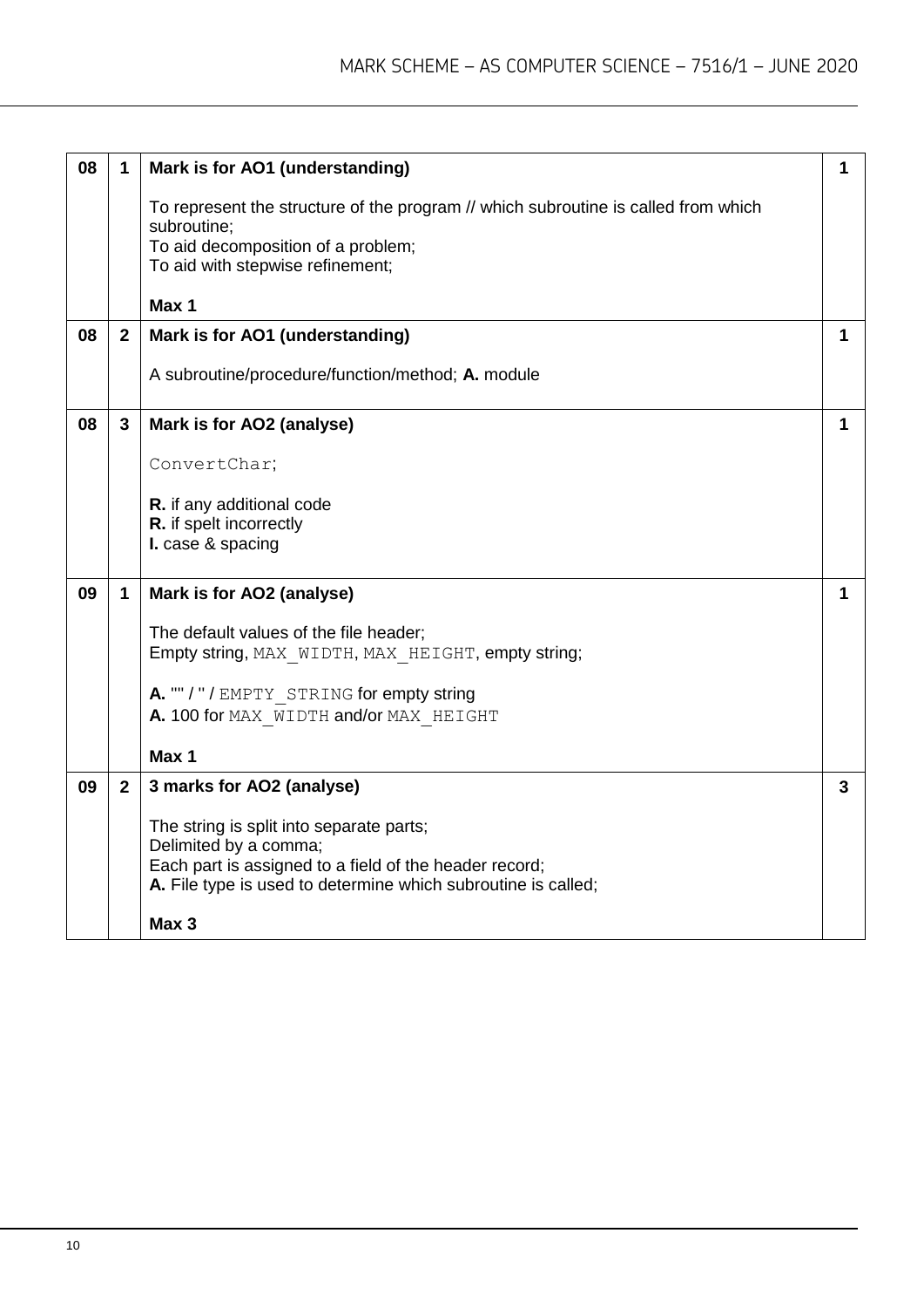| | | | |
|---|---|---|---|
| 08 | 1 | **Mark is for AO1 (understanding)**<br><br>To represent the structure of the program // which subroutine is called from which subroutine;<br>To aid decomposition of a problem;<br>To aid with stepwise refinement;<br><br>**Max 1** | **1** |
| 08 | 2 | **Mark is for AO1 (understanding)**<br><br>A subroutine/procedure/function/method; **A.** module | **1** |
| 08 | 3 | **Mark is for AO2 (analyse)**<br><br>`ConvertChar`;<br><br>**R.** if any additional code<br>**R.** if spelt incorrectly<br>**I.** case & spacing | **1** |
| 09 | 1 | **Mark is for AO2 (analyse)**<br><br>The default values of the file header;<br>Empty string, `MAX_WIDTH`, `MAX_HEIGHT`, empty string;<br><br>**A.** "" / '' / `EMPTY_STRING` for empty string<br>**A.** 100 for `MAX_WIDTH` and/or `MAX_HEIGHT`<br><br>**Max 1** | **1** |
| 09 | 2 | **3 marks for AO2 (analyse)**<br><br>The string is split into separate parts;<br>Delimited by a comma;<br>Each part is assigned to a field of the header record;<br>**A.** File type is used to determine which subroutine is called;<br><br>**Max 3** | **3** |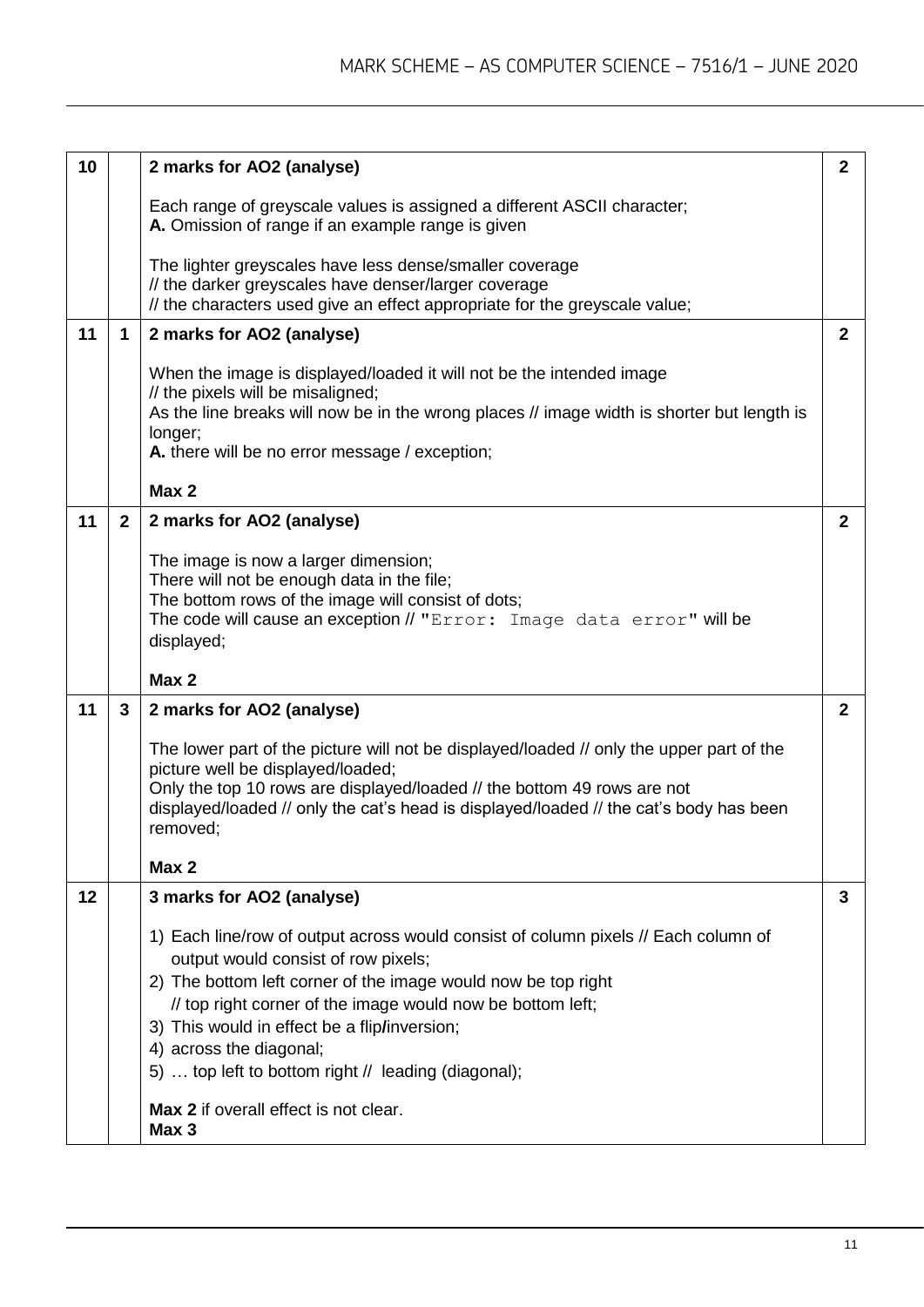| | | | |
|---|---|---|---|
| 10 | | **2 marks for AO2 (analyse)**<br><br>Each range of greyscale values is assigned a different ASCII character;<br>**A.** Omission of range if an example range is given<br><br>The lighter greyscales have less dense/smaller coverage<br>// the darker greyscales have denser/larger coverage<br>// the characters used give an effect appropriate for the greyscale value; | **2** |
| 11 | 1 | **2 marks for AO2 (analyse)**<br><br>When the image is displayed/loaded it will not be the intended image<br>// the pixels will be misaligned;<br>As the line breaks will now be in the wrong places // image width is shorter but length is longer;<br>**A.** there will be no error message / exception;<br><br>**Max 2** | **2** |
| 11 | 2 | **2 marks for AO2 (analyse)**<br><br>The image is now a larger dimension;<br>There will not be enough data in the file;<br>The bottom rows of the image will consist of dots;<br>The code will cause an exception // **"**`Error: Image data error`**"** will be displayed;<br><br>**Max 2** | **2** |
| 11 | 3 | **2 marks for AO2 (analyse)**<br><br>The lower part of the picture will not be displayed/loaded // only the upper part of the picture well be displayed/loaded;<br>Only the top 10 rows are displayed/loaded // the bottom 49 rows are not displayed/loaded // only the cat's head is displayed/loaded // the cat's body has been removed;<br><br>**Max 2** | **2** |
| 12 | | **3 marks for AO2 (analyse)**<br><br>1) Each line/row of output across would consist of column pixels // Each column of output would consist of row pixels;<br>2) The bottom left corner of the image would now be top right // top right corner of the image would now be bottom left;<br>3) This would in effect be a flip/inversion;<br>4) across the diagonal;<br>5) … top left to bottom right // leading (diagonal);<br><br>**Max 2** if overall effect is not clear.<br>**Max 3** | **3** |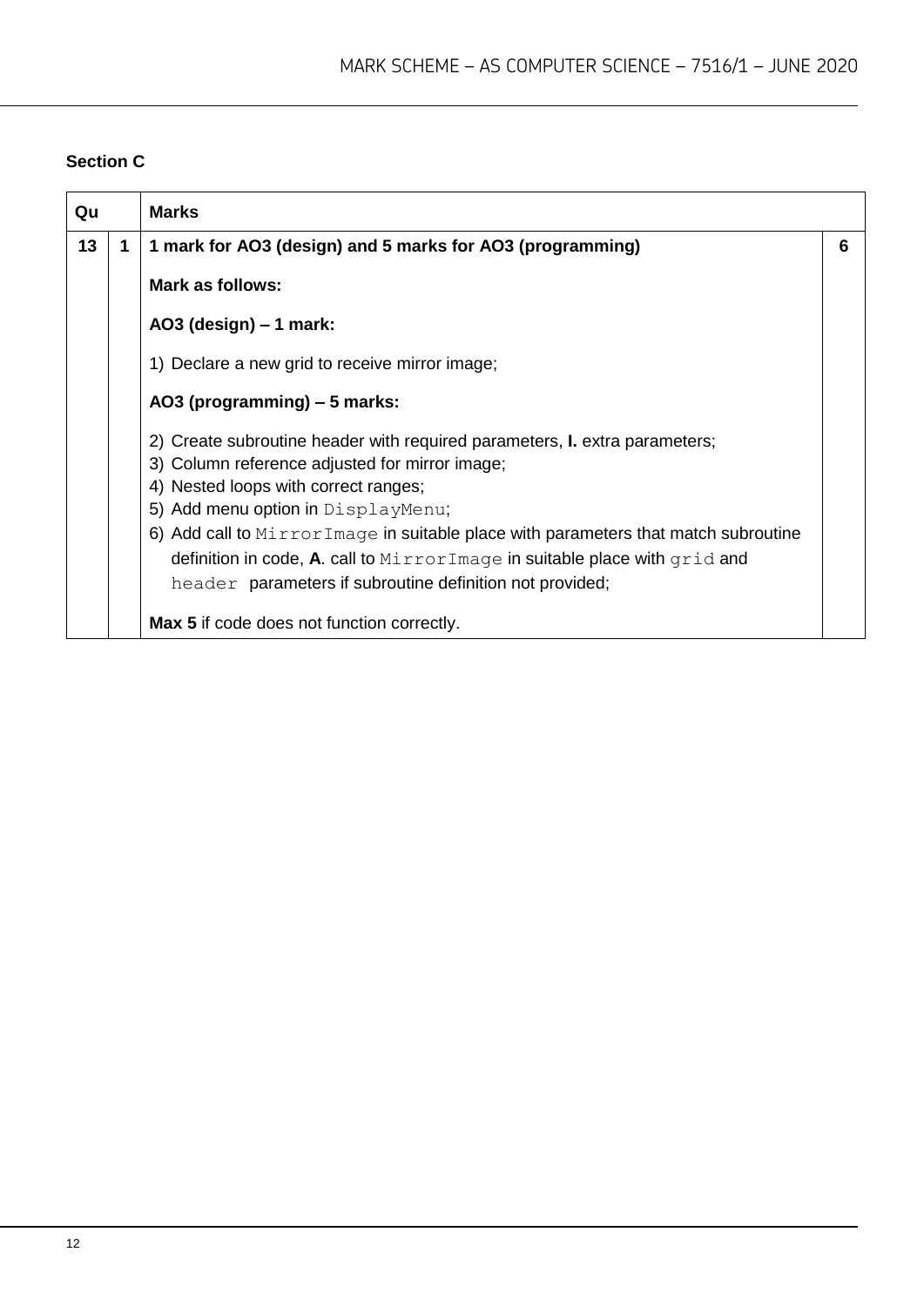## Section C

| Qu | | Marks | |
|---|---|---|---|
| 13 | 1 | **1 mark for AO3 (design) and 5 marks for AO3 (programming)**<br><br>**Mark as follows:**<br><br>**AO3 (design) – 1 mark:**<br><br>1) Declare a new grid to receive mirror image;<br><br>**AO3 (programming) – 5 marks:**<br><br>2) Create subroutine header with required parameters, **I.** extra parameters;<br>3) Column reference adjusted for mirror image;<br>4) Nested loops with correct ranges;<br>5) Add menu option in `DisplayMenu`;<br>6) Add call to `MirrorImage` in suitable place with parameters that match subroutine definition in code, **A**. call to `MirrorImage` in suitable place with `grid` and `header` parameters if subroutine definition not provided;<br><br>**Max 5** if code does not function correctly. | 6 |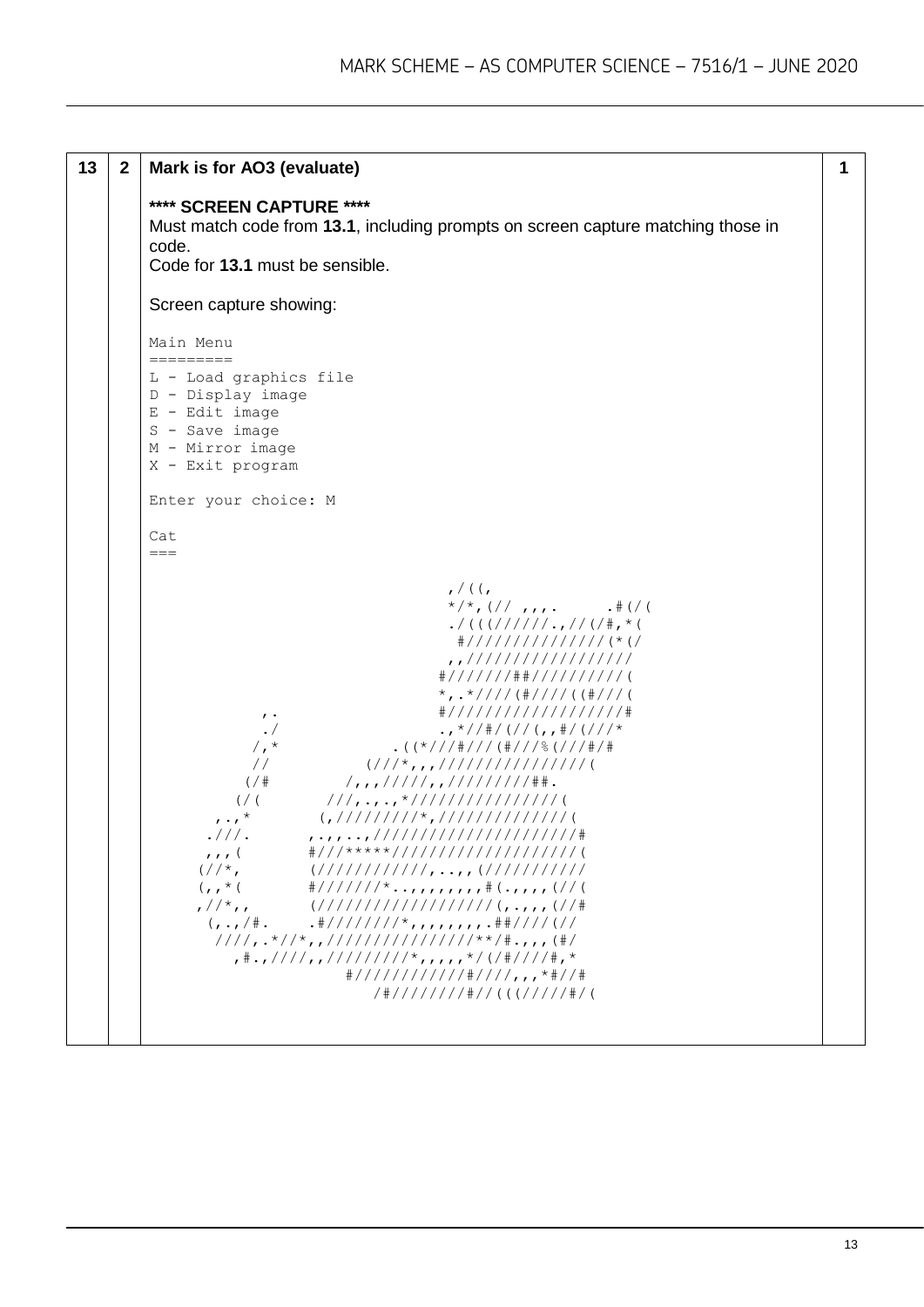| 13 | 2 | **Mark is for AO3 (evaluate)** | 1 |
|---|---|---|---|

**Mark is for AO3 (evaluate)**

**\*\*\*\* SCREEN CAPTURE \*\*\*\***

Must match code from **13.1**, including prompts on screen capture matching those in code.

Code for **13.1** must be sensible.

Screen capture showing:

```
Main Menu
=========
L - Load graphics file
D - Display image
E - Edit image
S - Save image
M - Mirror image
X - Exit program

Enter your choice: M

Cat
===

                                    ,/((,
                                    */*,(// ,,,.      .#(/(
                                    ./(((//////.,//(/#,*(
                                     #///////////////(*(/
                                    ,,//////////////////
                                   #///////##//////////(
                                   *,.*////(#////((#///(
              ,.                   #///////////////////#
              ./                   .,*//#/(//(,,#/(///*
             /,*            .((*///#///(#///%(///#/#
             //           (///*,,,////////////////(
            (/#         /,,,/////,,/////////##.
           (/(        ///,.,.,*////////////////(
         ,.,*        (,/////////*,//////////////(
        .///.       ,.,,..,//////////////////////#
        ,,,(        #///*****///////////////////(
       (//*,        (////////////,..,,(///////////
       (,,*(        #///////*..,,,,,,,,#(.,,,,(//(
       ,//*,,       (///////////////////(,.,,,(//#
        (,.,/#.     .#////////*,,,,,,,,.##////(//
         ////,.*//*,,////////////////**/#.,,,(#/
           ,#.,////,,/////////*,,,,,*/(/#////#,*
                       #////////////#////,,,*#//#
                          /#////////#//(((/////#/(
```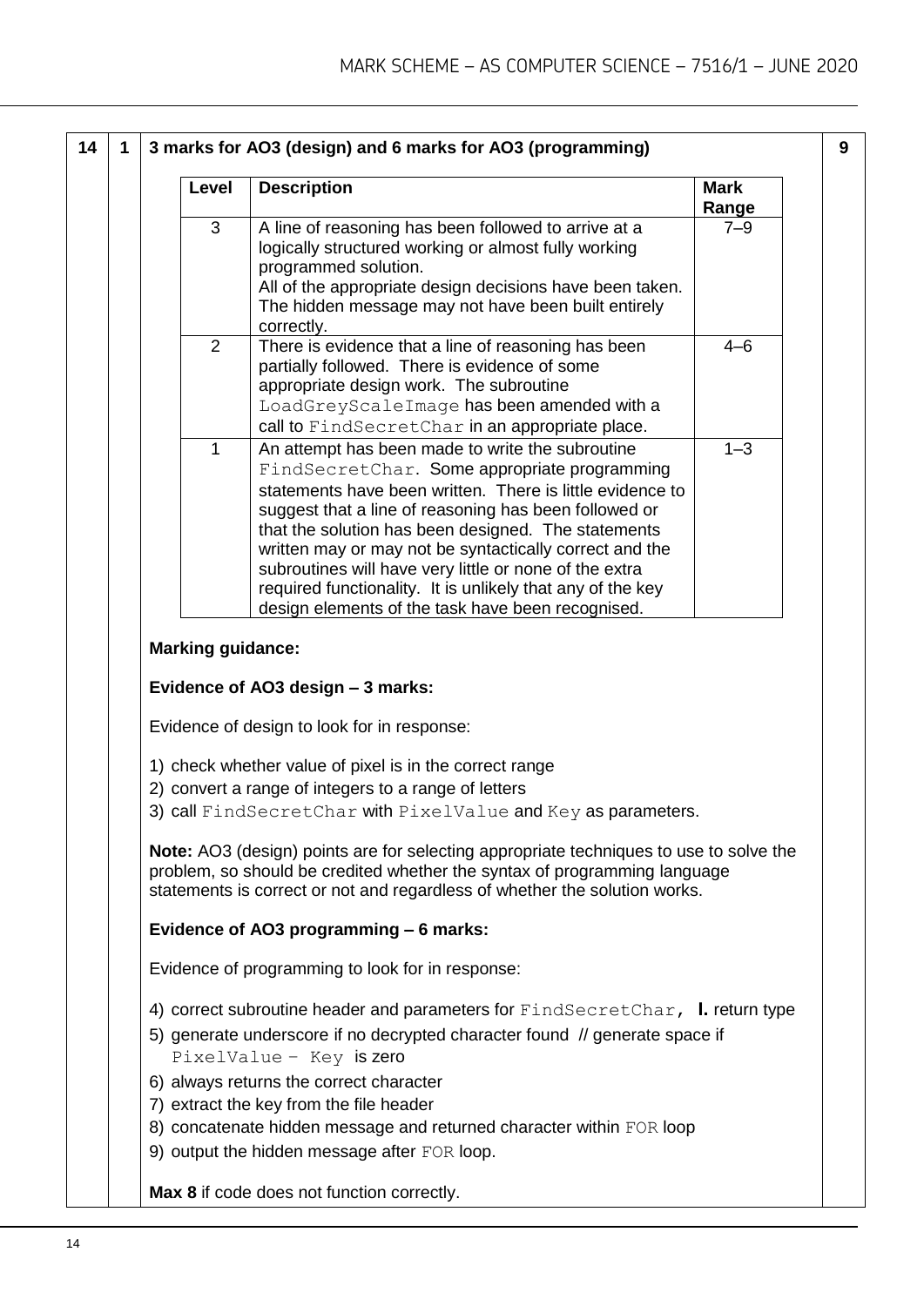| 14 | 1 | 3 marks for AO3 (design) and 6 marks for AO3 (programming) | 9 |
|---|---|---|---|

| Level | Description | Mark Range |
|---|---|---|
| 3 | A line of reasoning has been followed to arrive at a logically structured working or almost fully working programmed solution. All of the appropriate design decisions have been taken. The hidden message may not have been built entirely correctly. | 7–9 |
| 2 | There is evidence that a line of reasoning has been partially followed. There is evidence of some appropriate design work. The subroutine `LoadGreyScaleImage` has been amended with a call to `FindSecretChar` in an appropriate place. | 4–6 |
| 1 | An attempt has been made to write the subroutine `FindSecretChar`. Some appropriate programming statements have been written. There is little evidence to suggest that a line of reasoning has been followed or that the solution has been designed. The statements written may or may not be syntactically correct and the subroutines will have very little or none of the extra required functionality. It is unlikely that any of the key design elements of the task have been recognised. | 1–3 |

**Marking guidance:**

**Evidence of AO3 design – 3 marks:**

Evidence of design to look for in response:

1) check whether value of pixel is in the correct range
2) convert a range of integers to a range of letters
3) call `FindSecretChar` with `PixelValue` and `Key` as parameters.

**Note:** AO3 (design) points are for selecting appropriate techniques to use to solve the problem, so should be credited whether the syntax of programming language statements is correct or not and regardless of whether the solution works.

**Evidence of AO3 programming – 6 marks:**

Evidence of programming to look for in response:

4) correct subroutine header and parameters for `FindSecretChar`, **I.** return type
5) generate underscore if no decrypted character found // generate space if `PixelValue – Key` is zero
6) always returns the correct character
7) extract the key from the file header
8) concatenate hidden message and returned character within `FOR` loop
9) output the hidden message after `FOR` loop.

**Max 8** if code does not function correctly.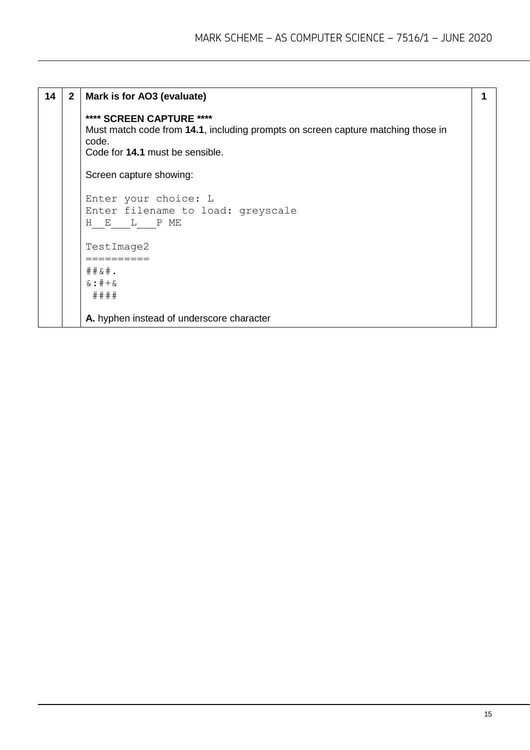| | | | |
|---|---|---|---|
| 14 | 2 | **Mark is for AO3 (evaluate)**<br><br>**\*\*\*\* SCREEN CAPTURE \*\*\*\***<br>Must match code from **14.1**, including prompts on screen capture matching those in code.<br>Code for **14.1** must be sensible.<br><br>Screen capture showing:<br><br>`Enter your choice: L`<br>`Enter filename to load: greyscale`<br>`H__E___L___P ME`<br><br>`TestImage2`<br>`==========`<br>`##&#.`<br>`&:#+&`<br>` ####`<br><br>**A.** hyphen instead of underscore character | 1 |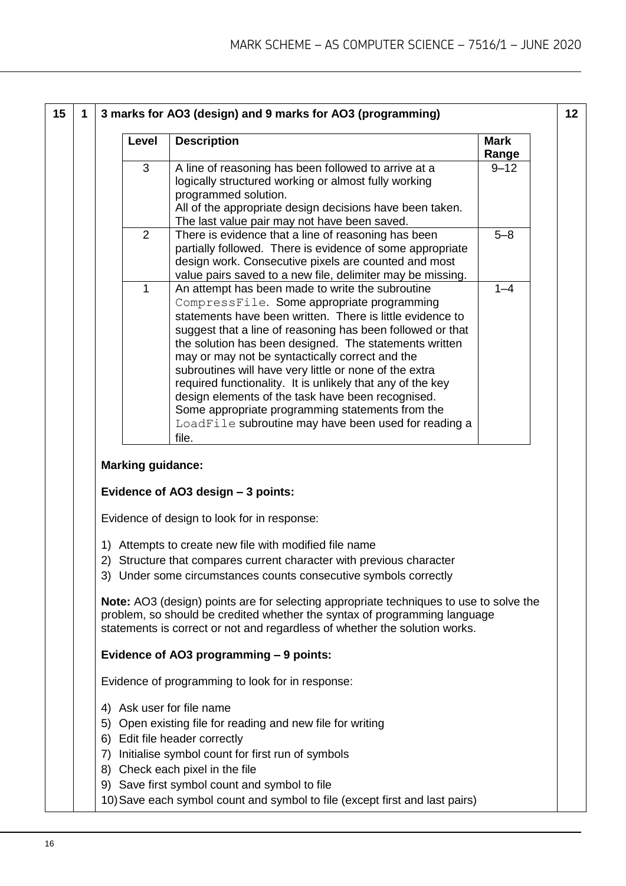| 15 | 1 | 3 marks for AO3 (design) and 9 marks for AO3 (programming) | 12 |
|---|---|---|---|

| Level | Description | Mark Range |
|---|---|---|
| 3 | A line of reasoning has been followed to arrive at a logically structured working or almost fully working programmed solution. All of the appropriate design decisions have been taken. The last value pair may not have been saved. | 9–12 |
| 2 | There is evidence that a line of reasoning has been partially followed. There is evidence of some appropriate design work. Consecutive pixels are counted and most value pairs saved to a new file, delimiter may be missing. | 5–8 |
| 1 | An attempt has been made to write the subroutine `CompressFile`. Some appropriate programming statements have been written. There is little evidence to suggest that a line of reasoning has been followed or that the solution has been designed. The statements written may or may not be syntactically correct and the subroutines will have very little or none of the extra required functionality. It is unlikely that any of the key design elements of the task have been recognised. Some appropriate programming statements from the `LoadFile` subroutine may have been used for reading a file. | 1–4 |

**Marking guidance:**

**Evidence of AO3 design – 3 points:**

Evidence of design to look for in response:

1) Attempts to create new file with modified file name
2) Structure that compares current character with previous character
3) Under some circumstances counts consecutive symbols correctly

**Note:** AO3 (design) points are for selecting appropriate techniques to use to solve the problem, so should be credited whether the syntax of programming language statements is correct or not and regardless of whether the solution works.

**Evidence of AO3 programming – 9 points:**

Evidence of programming to look for in response:

4) Ask user for file name
5) Open existing file for reading and new file for writing
6) Edit file header correctly
7) Initialise symbol count for first run of symbols
8) Check each pixel in the file
9) Save first symbol count and symbol to file
10) Save each symbol count and symbol to file (except first and last pairs)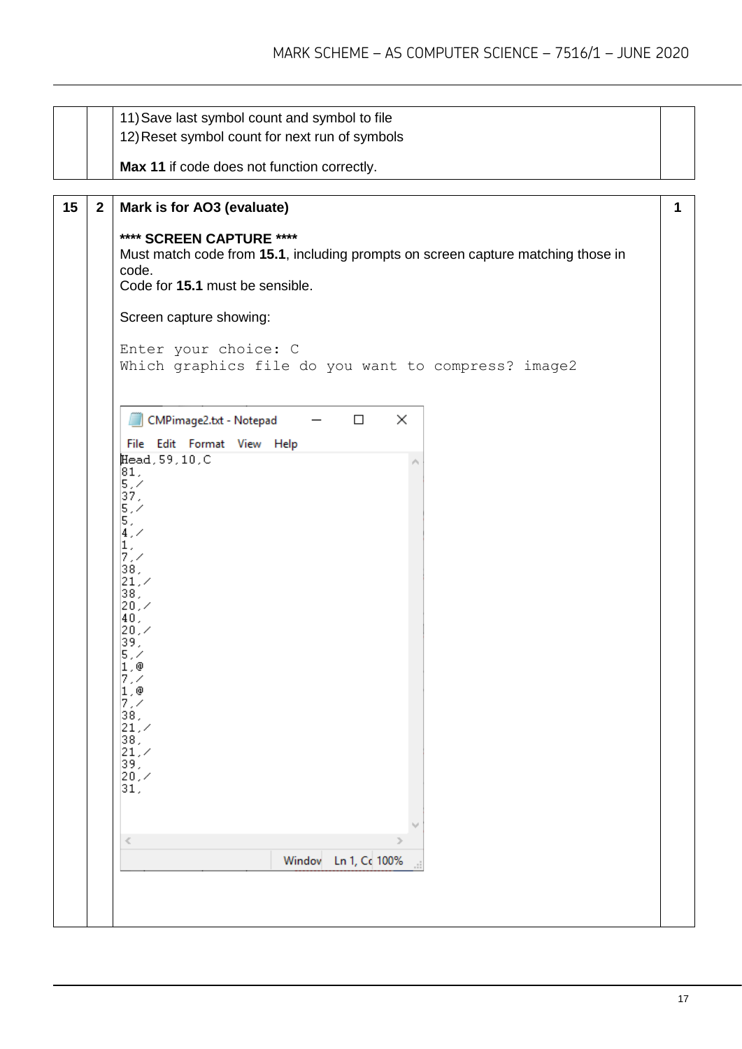| | | | |
|---|---|---|---|
| | | 11) Save last symbol count and symbol to file<br>12) Reset symbol count for next run of symbols<br><br>**Max 11** if code does not function correctly. | |

| | | | |
|---|---|---|---|
| **15** | **2** | **Mark is for AO3 (evaluate)**<br><br>**\*\*\*\* SCREEN CAPTURE \*\*\*\***<br>Must match code from **15.1**, including prompts on screen capture matching those in code.<br>Code for **15.1** must be sensible.<br><br>Screen capture showing: | **1** |

```
Enter your choice: C
Which graphics file do you want to compress? image2
```

CMPimage2.txt - Notepad

File Edit Format View Help

```
Head,59,10,C
81,
5,/
37,
5,/
5,
4,/
1,
7,/
38,
21,/
38,
20,/
40,
20,/
39,
5,/
1,@
7,/
1,@
7,/
38,
21,/
38,
21,/
39,
20,/
31,
```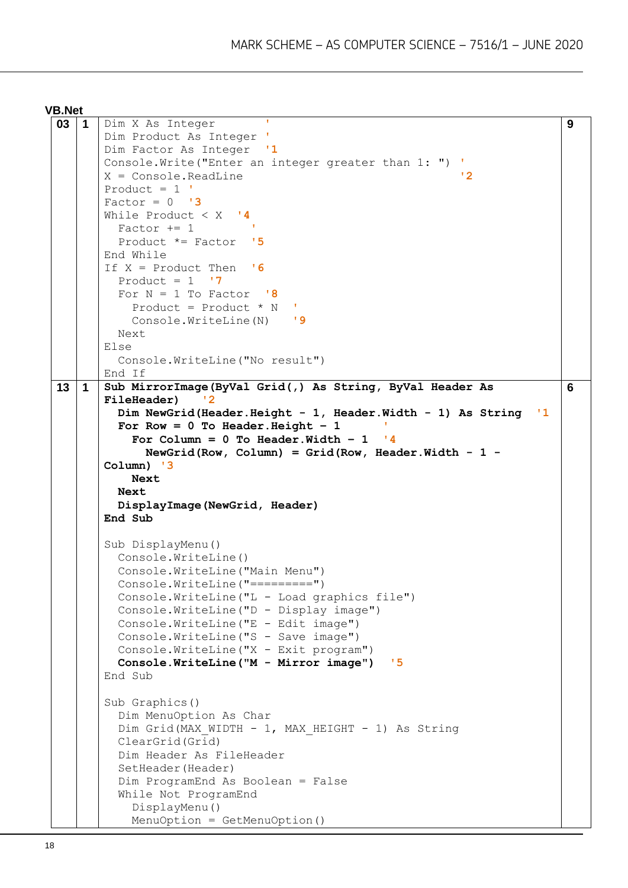## VB.Net

| | | | |
|---|---|---|---|
| 03 | 1 | ```Dim X As Integer '```<br>```Dim Product As Integer '```<br>```Dim Factor As Integer '1```<br>```Console.Write("Enter an integer greater than 1: ") '```<br>```X = Console.ReadLine '2```<br>```Product = 1 '```<br>```Factor = 0 '3```<br>```While Product < X '4```<br>```  Factor += 1 '```<br>```  Product *= Factor '5```<br>```End While```<br>```If X = Product Then '6```<br>```  Product = 1 '7```<br>```  For N = 1 To Factor '8```<br>```    Product = Product * N '```<br>```    Console.WriteLine(N) '9```<br>```  Next```<br>```Else```<br>```  Console.WriteLine("No result")```<br>```End If``` | 9 |
| 13 | 1 | **```Sub MirrorImage(ByVal Grid(,) As String, ByVal Header As FileHeader) '2```**<br>**```  Dim NewGrid(Header.Height - 1, Header.Width - 1) As String '1```**<br>**```  For Row = 0 To Header.Height - 1 '```**<br>**```    For Column = 0 To Header.Width - 1 '4```**<br>**```      NewGrid(Row, Column) = Grid(Row, Header.Width - 1 - Column) '3```**<br>**```    Next```**<br>**```  Next```**<br>**```  DisplayImage(NewGrid, Header)```**<br>**```End Sub```**<br><br>```Sub DisplayMenu()```<br>```  Console.WriteLine()```<br>```  Console.WriteLine("Main Menu")```<br>```  Console.WriteLine("=========")```<br>```  Console.WriteLine("L - Load graphics file")```<br>```  Console.WriteLine("D - Display image")```<br>```  Console.WriteLine("E - Edit image")```<br>```  Console.WriteLine("S - Save image")```<br>```  Console.WriteLine("X - Exit program")```<br>**```  Console.WriteLine("M - Mirror image") '5```**<br>```End Sub```<br><br>```Sub Graphics()```<br>```  Dim MenuOption As Char```<br>```  Dim Grid(MAX_WIDTH - 1, MAX_HEIGHT - 1) As String```<br>```  ClearGrid(Grid)```<br>```  Dim Header As FileHeader```<br>```  SetHeader(Header)```<br>```  Dim ProgramEnd As Boolean = False```<br>```  While Not ProgramEnd```<br>```    DisplayMenu()```<br>```    MenuOption = GetMenuOption()``` | 6 |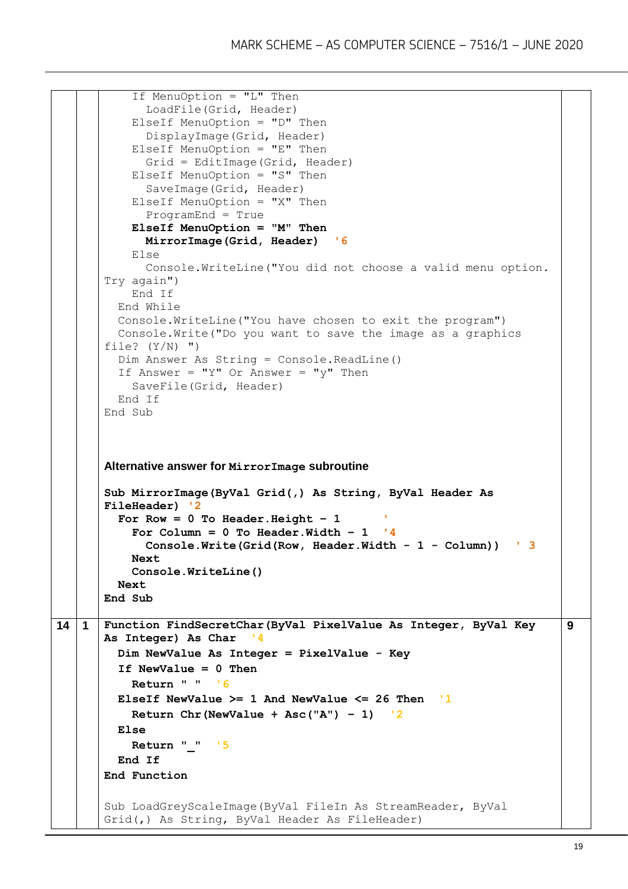| | | | |
|---|---|---|---|
| | | ```<br>    If MenuOption = "L" Then<br>      LoadFile(Grid, Header)<br>    ElseIf MenuOption = "D" Then<br>      DisplayImage(Grid, Header)<br>    ElseIf MenuOption = "E" Then<br>      Grid = EditImage(Grid, Header)<br>    ElseIf MenuOption = "S" Then<br>      SaveImage(Grid, Header)<br>    ElseIf MenuOption = "X" Then<br>      ProgramEnd = True<br>    ElseIf MenuOption = "M" Then<br>      MirrorImage(Grid, Header)  '6<br>    Else<br>      Console.WriteLine("You did not choose a valid menu option. Try again")<br>    End If<br>  End While<br>  Console.WriteLine("You have chosen to exit the program")<br>  Console.Write("Do you want to save the image as a graphics file? (Y/N) ")<br>  Dim Answer As String = Console.ReadLine()<br>  If Answer = "Y" Or Answer = "y" Then<br>    SaveFile(Grid, Header)<br>  End If<br>End Sub<br>```<br><br>**Alternative answer for `MirrorImage` subroutine**<br><br>```<br>Sub MirrorImage(ByVal Grid(,) As String, ByVal Header As FileHeader) '2<br>  For Row = 0 To Header.Height - 1      '<br>    For Column = 0 To Header.Width - 1  '4<br>      Console.Write(Grid(Row, Header.Width - 1 - Column))  ' 3<br>    Next<br>    Console.WriteLine()<br>  Next<br>End Sub<br>``` | |
| 14 | 1 | ```<br>Function FindSecretChar(ByVal PixelValue As Integer, ByVal Key As Integer) As Char  '4<br>  Dim NewValue As Integer = PixelValue - Key<br>  If NewValue = 0 Then<br>    Return " "  '6<br>  ElseIf NewValue >= 1 And NewValue <= 26 Then  '1<br>    Return Chr(NewValue + Asc("A") - 1)  '2<br>  Else<br>    Return "_"  '5<br>  End If<br>End Function<br><br>Sub LoadGreyScaleImage(ByVal FileIn As StreamReader, ByVal Grid(,) As String, ByVal Header As FileHeader)<br>``` | 9 |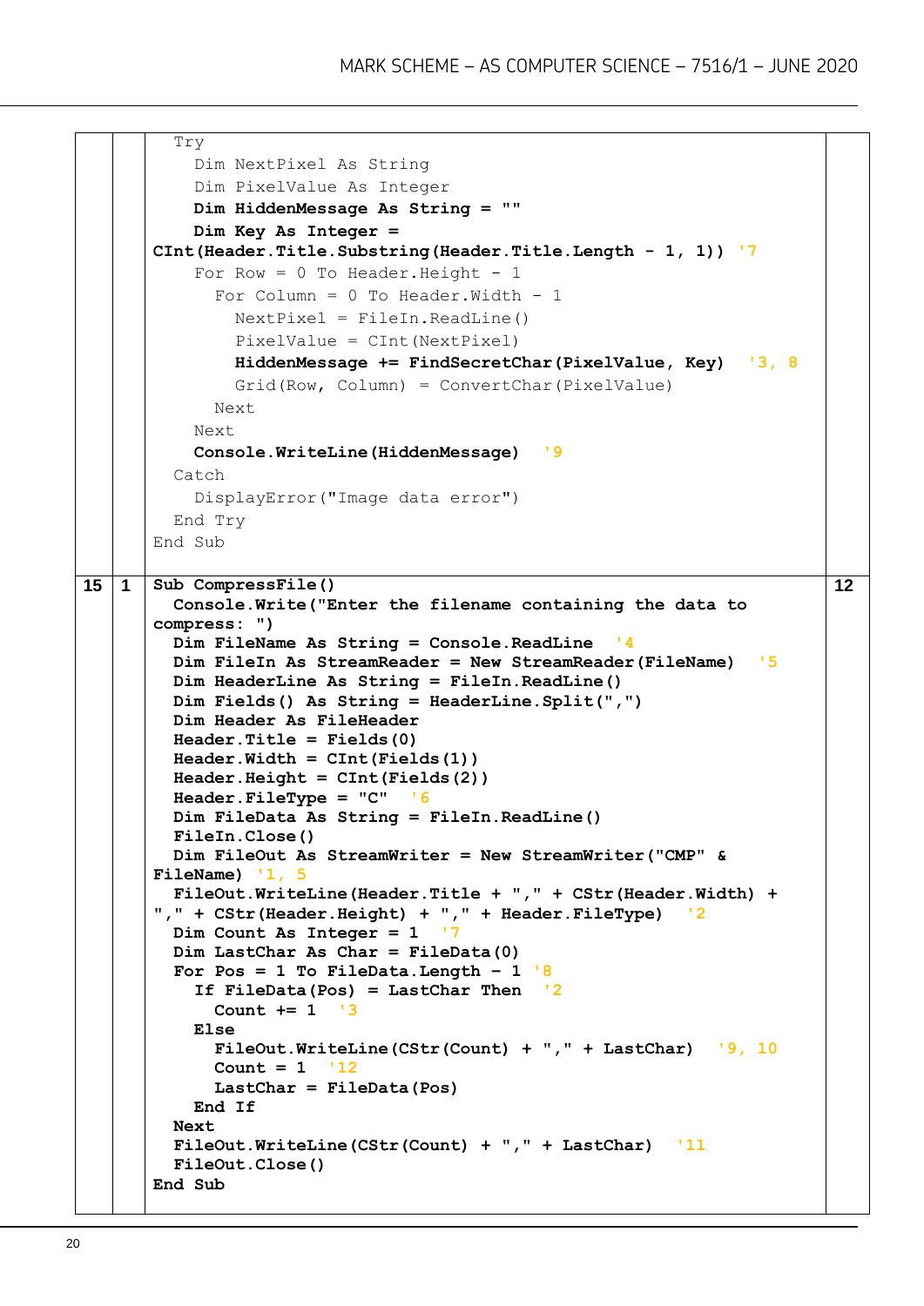| | | | |
|---|---|---|---|
| | | ```Try<br>  Dim NextPixel As String<br>  Dim PixelValue As Integer<br>  Dim HiddenMessage As String = ""<br>  Dim Key As Integer =<br>CInt(Header.Title.Substring(Header.Title.Length - 1, 1)) '7<br>  For Row = 0 To Header.Height - 1<br>    For Column = 0 To Header.Width - 1<br>      NextPixel = FileIn.ReadLine()<br>      PixelValue = CInt(NextPixel)<br>      HiddenMessage += FindSecretChar(PixelValue, Key)  '3, 8<br>      Grid(Row, Column) = ConvertChar(PixelValue)<br>    Next<br>  Next<br>  Console.WriteLine(HiddenMessage)  '9<br>Catch<br>  DisplayError("Image data error")<br>End Try<br>End Sub``` | |
| 15 | 1 | ```Sub CompressFile()<br>  Console.Write("Enter the filename containing the data to compress: ")<br>  Dim FileName As String = Console.ReadLine  '4<br>  Dim FileIn As StreamReader = New StreamReader(FileName)  '5<br>  Dim HeaderLine As String = FileIn.ReadLine()<br>  Dim Fields() As String = HeaderLine.Split(",")<br>  Dim Header As FileHeader<br>  Header.Title = Fields(0)<br>  Header.Width = CInt(Fields(1))<br>  Header.Height = CInt(Fields(2))<br>  Header.FileType = "C"  '6<br>  Dim FileData As String = FileIn.ReadLine()<br>  FileIn.Close()<br>  Dim FileOut As StreamWriter = New StreamWriter("CMP" & FileName) '1, 5<br>  FileOut.WriteLine(Header.Title + "," + CStr(Header.Width) + "," + CStr(Header.Height) + "," + Header.FileType)  '2<br>  Dim Count As Integer = 1  '7<br>  Dim LastChar As Char = FileData(0)<br>  For Pos = 1 To FileData.Length - 1 '8<br>    If FileData(Pos) = LastChar Then  '2<br>      Count += 1  '3<br>    Else<br>      FileOut.WriteLine(CStr(Count) + "," + LastChar)  '9, 10<br>      Count = 1  '12<br>      LastChar = FileData(Pos)<br>    End If<br>  Next<br>  FileOut.WriteLine(CStr(Count) + "," + LastChar)  '11<br>  FileOut.Close()<br>End Sub``` | 12 |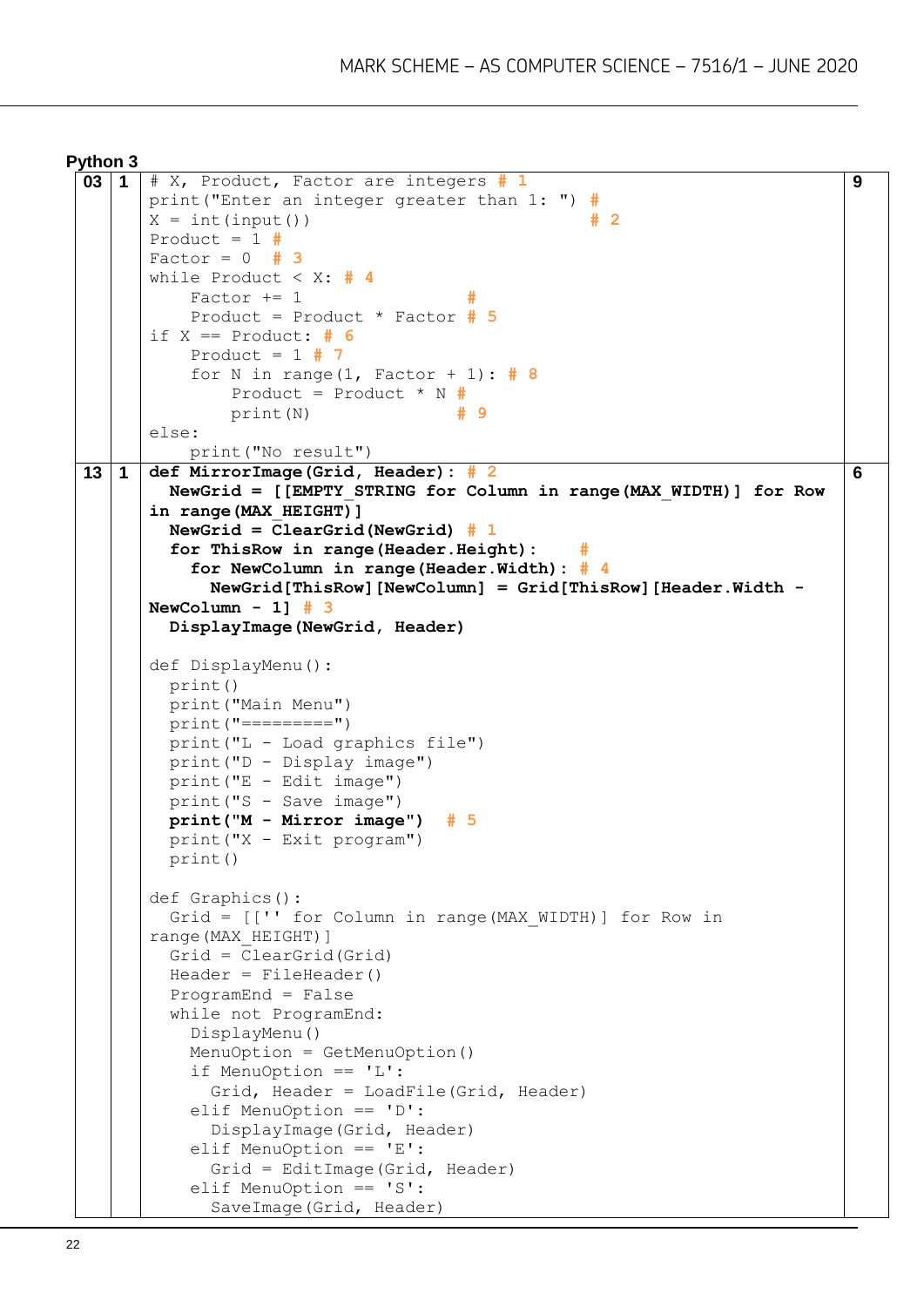**Python 3**

| | | | |
|---|---|---|---|
| 03 | 1 | `# X, Product, Factor are integers # 1`<br>`print("Enter an integer greater than 1: ") #`<br>`X = int(input())                         # 2`<br>`Product = 1 #`<br>`Factor = 0  # 3`<br>`while Product < X: # 4`<br>`    Factor += 1             #`<br>`    Product = Product * Factor # 5`<br>`if X == Product: # 6`<br>`    Product = 1 # 7`<br>`    for N in range(1, Factor + 1): # 8`<br>`        Product = Product * N #`<br>`        print(N)             # 9`<br>`else:`<br>`    print("No result")` | 9 |
| 13 | 1 | **`def MirrorImage(Grid, Header): # 2`**<br>**`  NewGrid = [[EMPTY_STRING for Column in range(MAX_WIDTH)] for Row in range(MAX_HEIGHT)]`**<br>**`  NewGrid = ClearGrid(NewGrid) # 1`**<br>**`  for ThisRow in range(Header.Height):     #`**<br>**`    for NewColumn in range(Header.Width): # 4`**<br>**`      NewGrid[ThisRow][NewColumn] = Grid[ThisRow][Header.Width - NewColumn - 1] # 3`**<br>**`  DisplayImage(NewGrid, Header)`**<br><br>`def DisplayMenu():`<br>`  print()`<br>`  print("Main Menu")`<br>`  print("=========")`<br>`  print("L - Load graphics file")`<br>`  print("D - Display image")`<br>`  print("E - Edit image")`<br>`  print("S - Save image")`<br>**`  print("M - Mirror image")  # 5`**<br>`  print("X - Exit program")`<br>`  print()`<br><br>`def Graphics():`<br>`  Grid = [['' for Column in range(MAX_WIDTH)] for Row in range(MAX_HEIGHT)]`<br>`  Grid = ClearGrid(Grid)`<br>`  Header = FileHeader()`<br>`  ProgramEnd = False`<br>`  while not ProgramEnd:`<br>`    DisplayMenu()`<br>`    MenuOption = GetMenuOption()`<br>`    if MenuOption == 'L':`<br>`      Grid, Header = LoadFile(Grid, Header)`<br>`    elif MenuOption == 'D':`<br>`      DisplayImage(Grid, Header)`<br>`    elif MenuOption == 'E':`<br>`      Grid = EditImage(Grid, Header)`<br>`    elif MenuOption == 'S':`<br>`      SaveImage(Grid, Header)` | 6 |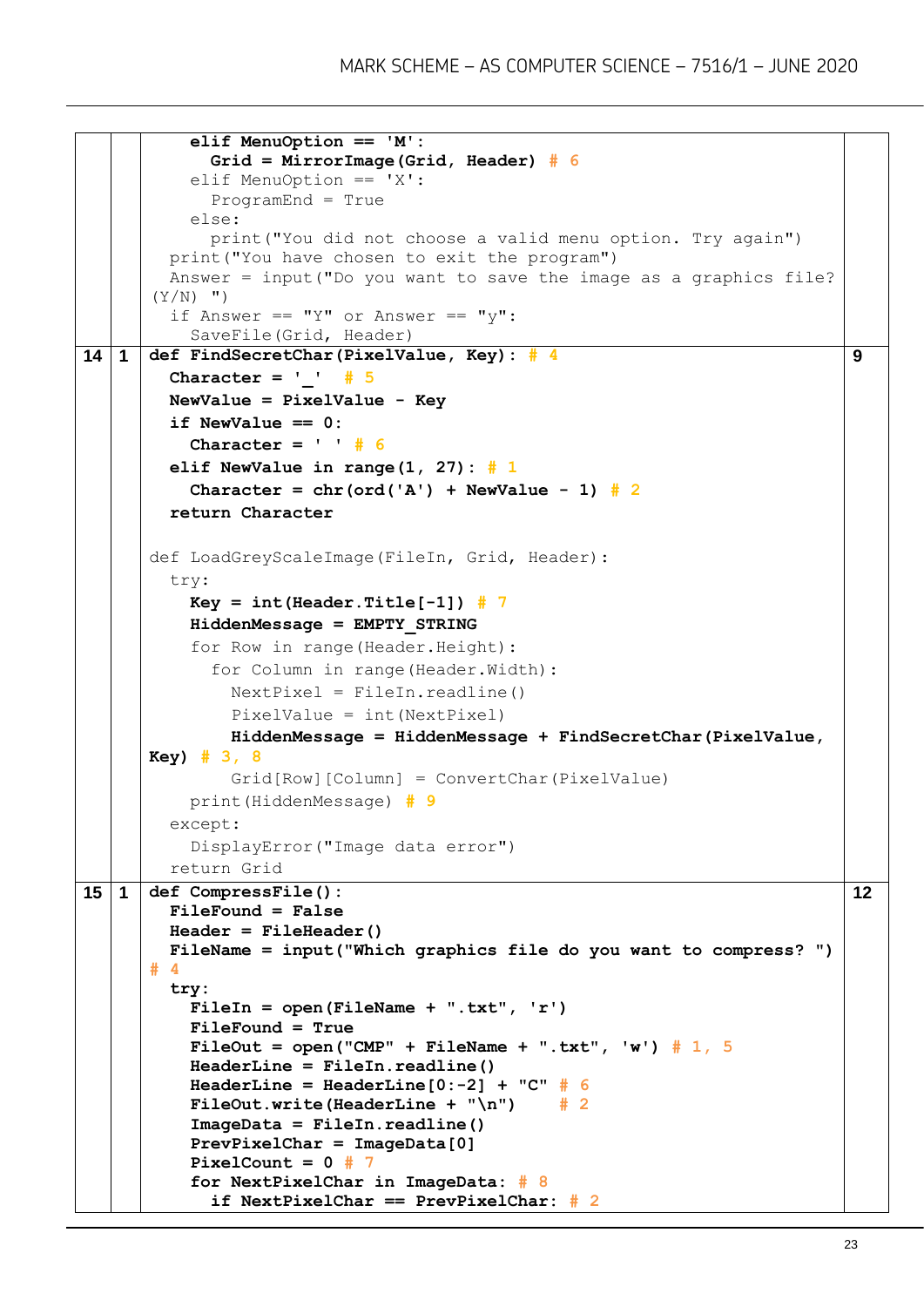| | | | |
|---|---|---|---|
| | | <pre>    elif MenuOption == 'M':<br>      Grid = MirrorImage(Grid, Header) # 6<br>    elif MenuOption == 'X':<br>      ProgramEnd = True<br>    else:<br>      print("You did not choose a valid menu option. Try again")<br>  print("You have chosen to exit the program")<br>  Answer = input("Do you want to save the image as a graphics file? (Y/N) ")<br>  if Answer == "Y" or Answer == "y":<br>    SaveFile(Grid, Header)</pre> | |
| 14 | 1 | <pre>def FindSecretChar(PixelValue, Key): # 4<br>  Character = '_'  # 5<br>  NewValue = PixelValue - Key<br>  if NewValue == 0:<br>    Character = ' ' # 6<br>  elif NewValue in range(1, 27): # 1<br>    Character = chr(ord('A') + NewValue - 1) # 2<br>  return Character<br><br>def LoadGreyScaleImage(FileIn, Grid, Header):<br>  try:<br>    Key = int(Header.Title[-1]) # 7<br>    HiddenMessage = EMPTY_STRING<br>    for Row in range(Header.Height):<br>      for Column in range(Header.Width):<br>        NextPixel = FileIn.readline()<br>        PixelValue = int(NextPixel)<br>        HiddenMessage = HiddenMessage + FindSecretChar(PixelValue, Key) # 3, 8<br>        Grid[Row][Column] = ConvertChar(PixelValue)<br>    print(HiddenMessage) # 9<br>  except:<br>    DisplayError("Image data error")<br>  return Grid</pre> | 9 |
| 15 | 1 | <pre>def CompressFile():<br>  FileFound = False<br>  Header = FileHeader()<br>  FileName = input("Which graphics file do you want to compress? ") # 4<br>  try:<br>    FileIn = open(FileName + ".txt", 'r')<br>    FileFound = True<br>    FileOut = open("CMP" + FileName + ".txt", 'w') # 1, 5<br>    HeaderLine = FileIn.readline()<br>    HeaderLine = HeaderLine[0:-2] + "C" # 6<br>    FileOut.write(HeaderLine + "\n")    # 2<br>    ImageData = FileIn.readline()<br>    PrevPixelChar = ImageData[0]<br>    PixelCount = 0 # 7<br>    for NextPixelChar in ImageData: # 8<br>      if NextPixelChar == PrevPixelChar: # 2</pre> | 12 |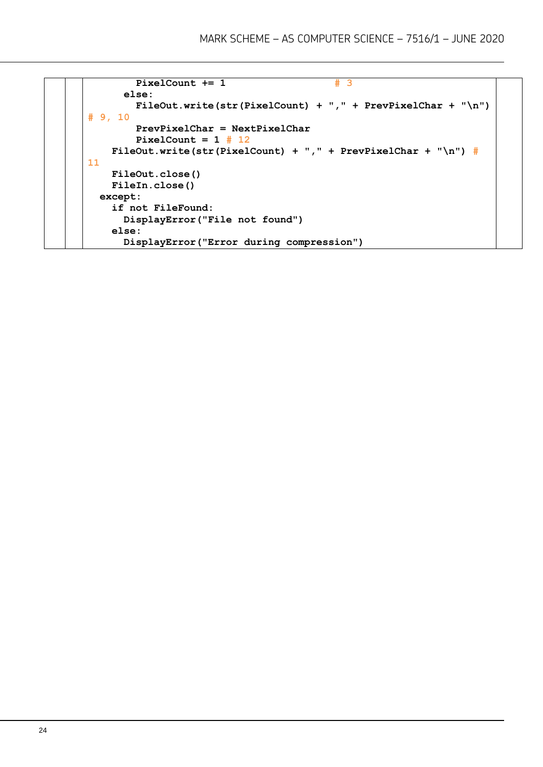```
        PixelCount += 1                  # 3
      else:
        FileOut.write(str(PixelCount) + "," + PrevPixelChar + "\n")
# 9, 10
        PrevPixelChar = NextPixelChar
        PixelCount = 1 # 12
    FileOut.write(str(PixelCount) + "," + PrevPixelChar + "\n") #
11
    FileOut.close()
    FileIn.close()
  except:
    if not FileFound:
      DisplayError("File not found")
    else:
      DisplayError("Error during compression")
```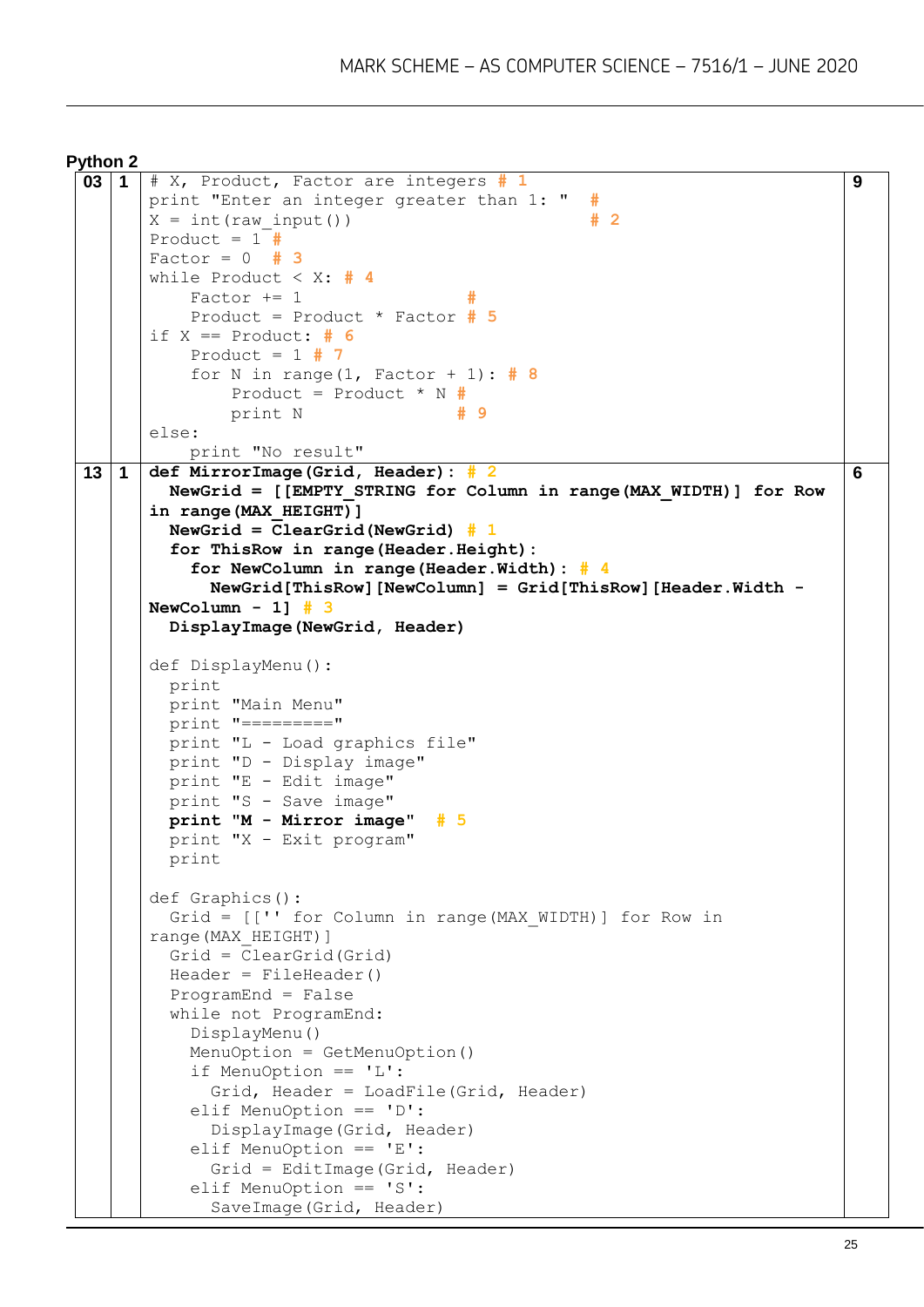**Python 2**

| | | | |
|---|---|---|---|
| 03 | 1 | <pre># X, Product, Factor are integers # 1<br>print "Enter an integer greater than 1: "  #<br>X = int(raw_input())                       # 2<br>Product = 1 #<br>Factor = 0  # 3<br>while Product < X: # 4<br>    Factor += 1              #<br>    Product = Product * Factor # 5<br>if X == Product: # 6<br>    Product = 1 # 7<br>    for N in range(1, Factor + 1): # 8<br>        Product = Product * N #<br>        print N               # 9<br>else:<br>    print "No result"</pre> | 9 |
| 13 | 1 | <pre>**def MirrorImage(Grid, Header): # 2**<br>  **NewGrid = [[EMPTY_STRING for Column in range(MAX_WIDTH)] for Row in range(MAX_HEIGHT)]**<br>  **NewGrid = ClearGrid(NewGrid) # 1**<br>  **for ThisRow in range(Header.Height):**<br>    **for NewColumn in range(Header.Width): # 4**<br>      **NewGrid[ThisRow][NewColumn] = Grid[ThisRow][Header.Width - NewColumn - 1] # 3**<br>  **DisplayImage(NewGrid, Header)**<br><br>def DisplayMenu():<br>  print<br>  print "Main Menu"<br>  print "========="<br>  print "L - Load graphics file"<br>  print "D - Display image"<br>  print "E - Edit image"<br>  print "S - Save image"<br>  **print "M - Mirror image"  # 5**<br>  print "X - Exit program"<br>  print<br><br>def Graphics():<br>  Grid = [['' for Column in range(MAX_WIDTH)] for Row in range(MAX_HEIGHT)]<br>  Grid = ClearGrid(Grid)<br>  Header = FileHeader()<br>  ProgramEnd = False<br>  while not ProgramEnd:<br>    DisplayMenu()<br>    MenuOption = GetMenuOption()<br>    if MenuOption == 'L':<br>      Grid, Header = LoadFile(Grid, Header)<br>    elif MenuOption == 'D':<br>      DisplayImage(Grid, Header)<br>    elif MenuOption == 'E':<br>      Grid = EditImage(Grid, Header)<br>    elif MenuOption == 'S':<br>      SaveImage(Grid, Header)</pre> | 6 |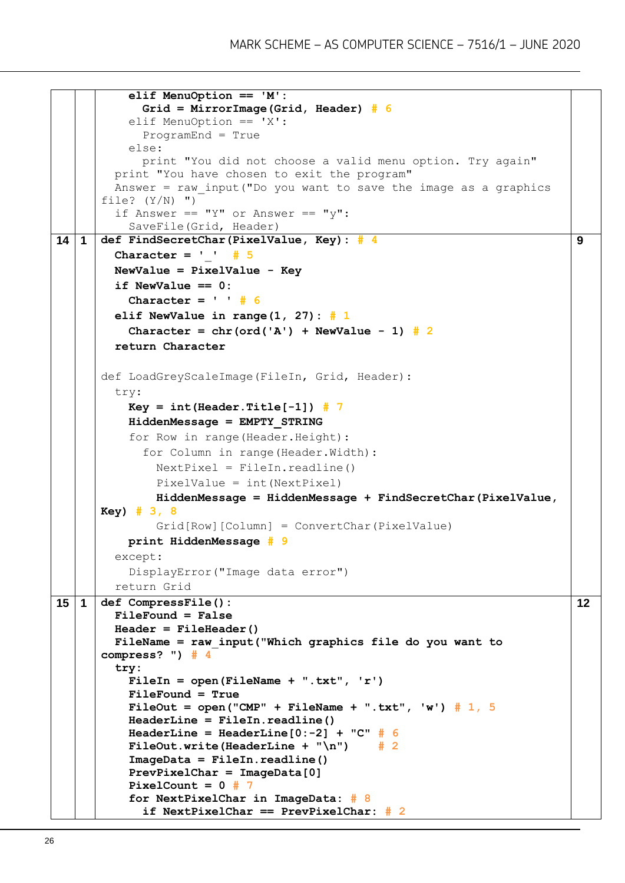| | | | |
|---|---|---|---|
| | | <pre>    elif MenuOption == 'M':<br>      Grid = MirrorImage(Grid, Header) # 6<br>    elif MenuOption == 'X':<br>      ProgramEnd = True<br>    else:<br>      print "You did not choose a valid menu option. Try again"<br>  print "You have chosen to exit the program"<br>  Answer = raw_input("Do you want to save the image as a graphics<br>file? (Y/N) ")<br>  if Answer == "Y" or Answer == "y":<br>    SaveFile(Grid, Header)</pre> | |
| 14 | 1 | <pre>def FindSecretChar(PixelValue, Key): # 4<br>  Character = '_'  # 5<br>  NewValue = PixelValue - Key<br>  if NewValue == 0:<br>    Character = ' ' # 6<br>  elif NewValue in range(1, 27): # 1<br>    Character = chr(ord('A') + NewValue - 1) # 2<br>  return Character<br><br>def LoadGreyScaleImage(FileIn, Grid, Header):<br>  try:<br>    Key = int(Header.Title[-1]) # 7<br>    HiddenMessage = EMPTY_STRING<br>    for Row in range(Header.Height):<br>      for Column in range(Header.Width):<br>        NextPixel = FileIn.readline()<br>        PixelValue = int(NextPixel)<br>        HiddenMessage = HiddenMessage + FindSecretChar(PixelValue,<br>Key) # 3, 8<br>        Grid[Row][Column] = ConvertChar(PixelValue)<br>    print HiddenMessage # 9<br>  except:<br>    DisplayError("Image data error")<br>  return Grid</pre> | 9 |
| 15 | 1 | <pre>def CompressFile():<br>  FileFound = False<br>  Header = FileHeader()<br>  FileName = raw_input("Which graphics file do you want to<br>compress? ") # 4<br>  try:<br>    FileIn = open(FileName + ".txt", 'r')<br>    FileFound = True<br>    FileOut = open("CMP" + FileName + ".txt", 'w') # 1, 5<br>    HeaderLine = FileIn.readline()<br>    HeaderLine = HeaderLine[0:-2] + "C" # 6<br>    FileOut.write(HeaderLine + "\n")    # 2<br>    ImageData = FileIn.readline()<br>    PrevPixelChar = ImageData[0]<br>    PixelCount = 0 # 7<br>    for NextPixelChar in ImageData: # 8<br>      if NextPixelChar == PrevPixelChar: # 2</pre> | 12 |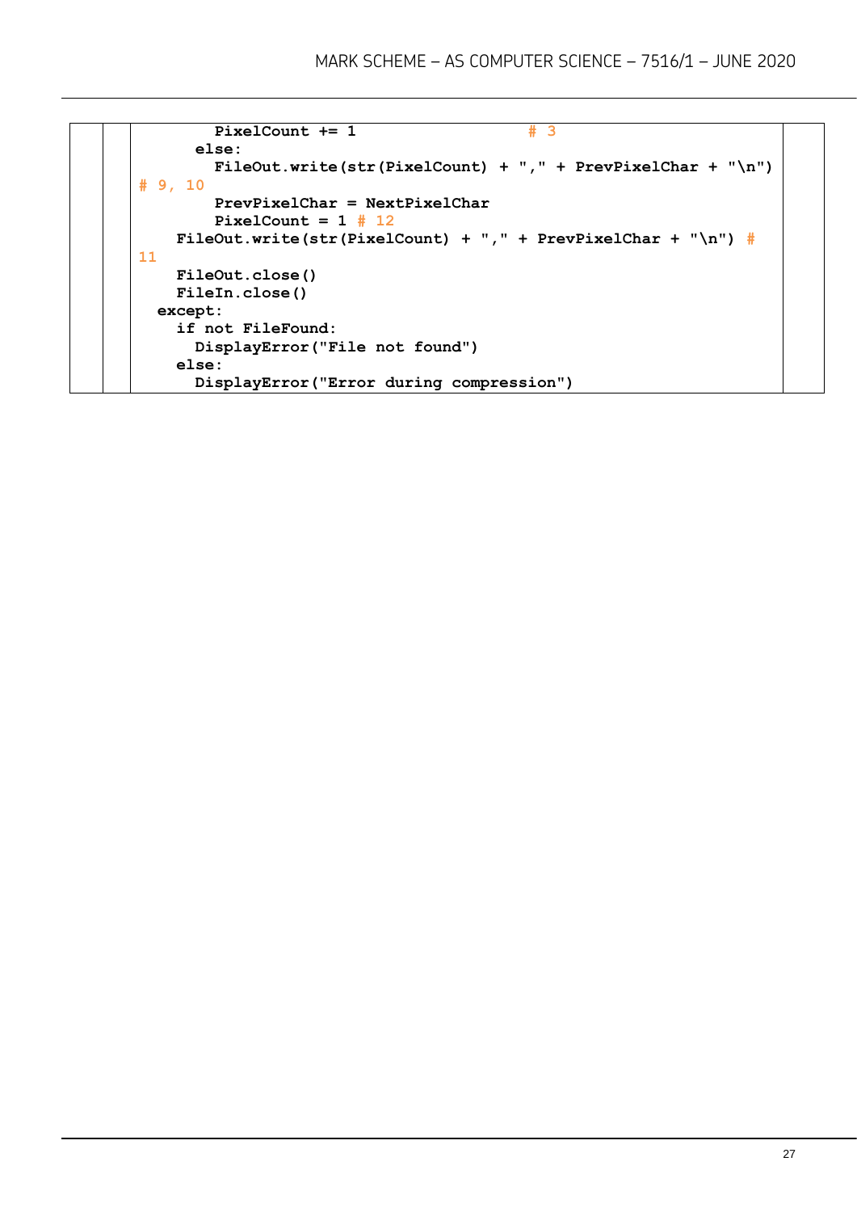```
        PixelCount += 1                 # 3
      else:
        FileOut.write(str(PixelCount) + "," + PrevPixelChar + "\n")
# 9, 10
        PrevPixelChar = NextPixelChar
        PixelCount = 1 # 12
    FileOut.write(str(PixelCount) + "," + PrevPixelChar + "\n") #
11
    FileOut.close()
    FileIn.close()
  except:
    if not FileFound:
      DisplayError("File not found")
    else:
      DisplayError("Error during compression")
```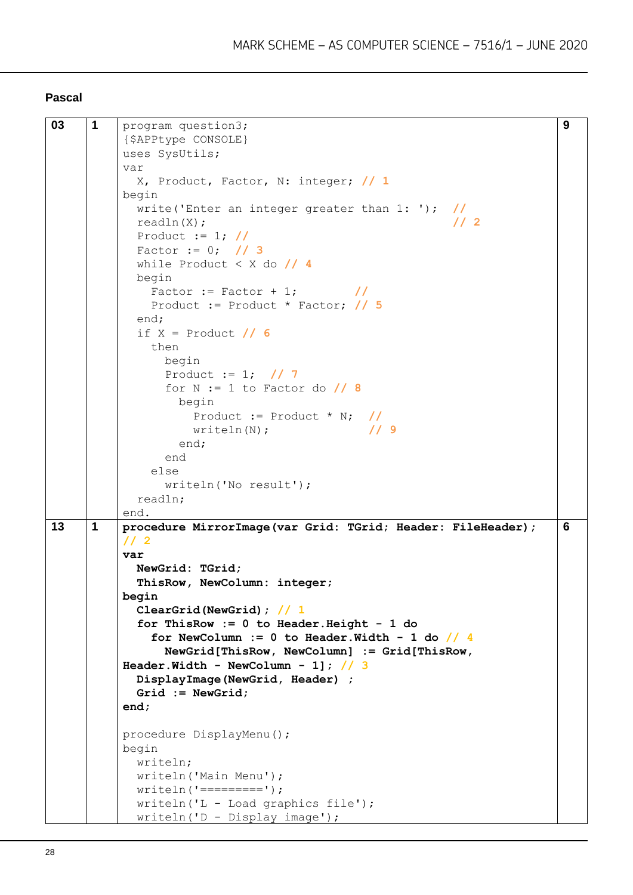**Pascal**

<table>
<tr>
<td>03</td>
<td>1</td>
<td>

```
program question3;
{$APPtype CONSOLE}
uses SysUtils;
var
  X, Product, Factor, N: integer; // 1
begin
  write('Enter an integer greater than 1: ');  //
  readln(X);                                     // 2
  Product := 1; //
  Factor := 0;  // 3
  while Product < X do // 4
  begin
    Factor := Factor + 1;          //
    Product := Product * Factor; // 5
  end;
  if X = Product // 6
    then
      begin
      Product := 1;  // 7
      for N := 1 to Factor do // 8
        begin
          Product := Product * N;  //
          writeln(N);              // 9
        end;
      end
    else
      writeln('No result');
  readln;
end.
```

</td>
<td>9</td>
</tr>
<tr>
<td>13</td>
<td>1</td>
<td>

```
procedure MirrorImage(var Grid: TGrid; Header: FileHeader);
// 2
var
  NewGrid: TGrid;
  ThisRow, NewColumn: integer;
begin
  ClearGrid(NewGrid); // 1
  for ThisRow := 0 to Header.Height - 1 do
    for NewColumn := 0 to Header.Width - 1 do // 4
      NewGrid[ThisRow, NewColumn] := Grid[ThisRow,
Header.Width - NewColumn - 1]; // 3
  DisplayImage(NewGrid, Header) ;
  Grid := NewGrid;
end;

procedure DisplayMenu();
begin
  writeln;
  writeln('Main Menu');
  writeln('=========');
  writeln('L - Load graphics file');
  writeln('D - Display image');
```

</td>
<td>6</td>
</tr>
</table>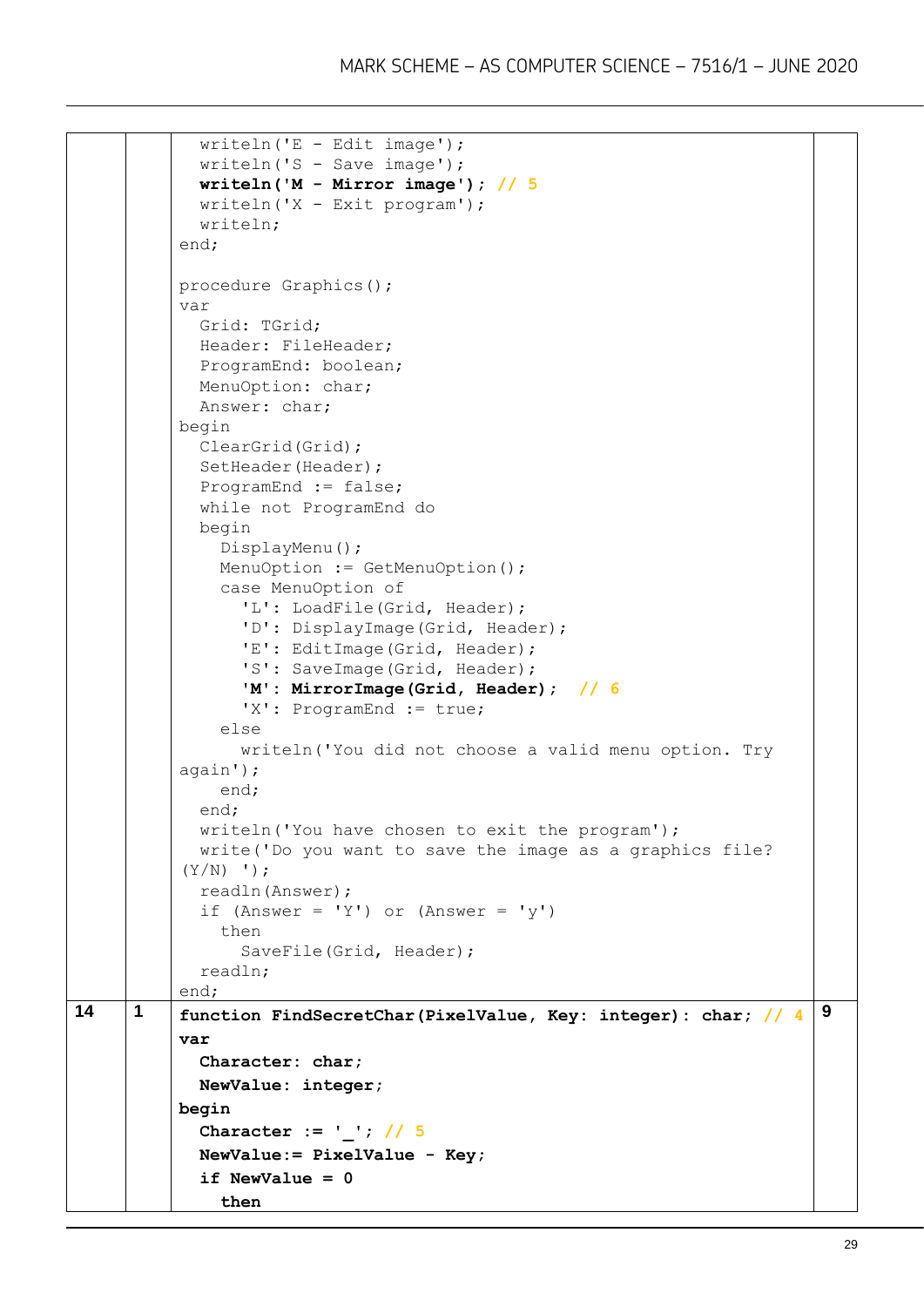| | | | |
|---|---|---|---|
| | | <pre>  writeln('E - Edit image');<br>  writeln('S - Save image');<br>  **writeln('M - Mirror image');** // 5<br>  writeln('X - Exit program');<br>  writeln;<br>end;<br><br>procedure Graphics();<br>var<br>  Grid: TGrid;<br>  Header: FileHeader;<br>  ProgramEnd: boolean;<br>  MenuOption: char;<br>  Answer: char;<br>begin<br>  ClearGrid(Grid);<br>  SetHeader(Header);<br>  ProgramEnd := false;<br>  while not ProgramEnd do<br>  begin<br>    DisplayMenu();<br>    MenuOption := GetMenuOption();<br>    case MenuOption of<br>      'L': LoadFile(Grid, Header);<br>      'D': DisplayImage(Grid, Header);<br>      'E': EditImage(Grid, Header);<br>      'S': SaveImage(Grid, Header);<br>      **'M': MirrorImage(Grid, Header);**  // 6<br>      'X': ProgramEnd := true;<br>    else<br>      writeln('You did not choose a valid menu option. Try<br>again');<br>    end;<br>  end;<br>  writeln('You have chosen to exit the program');<br>  write('Do you want to save the image as a graphics file?<br>(Y/N) ');<br>  readln(Answer);<br>  if (Answer = 'Y') or (Answer = 'y')<br>    then<br>      SaveFile(Grid, Header);<br>  readln;<br>end;</pre> | |
| 14 | 1 | <pre>**function FindSecretChar(PixelValue, Key: integer): char;** // 4<br>**var**<br>  **Character: char;**<br>  **NewValue: integer;**<br>**begin**<br>  **Character := '_';** // 5<br>  **NewValue:= PixelValue - Key;**<br>  **if NewValue = 0**<br>    **then**</pre> | 9 |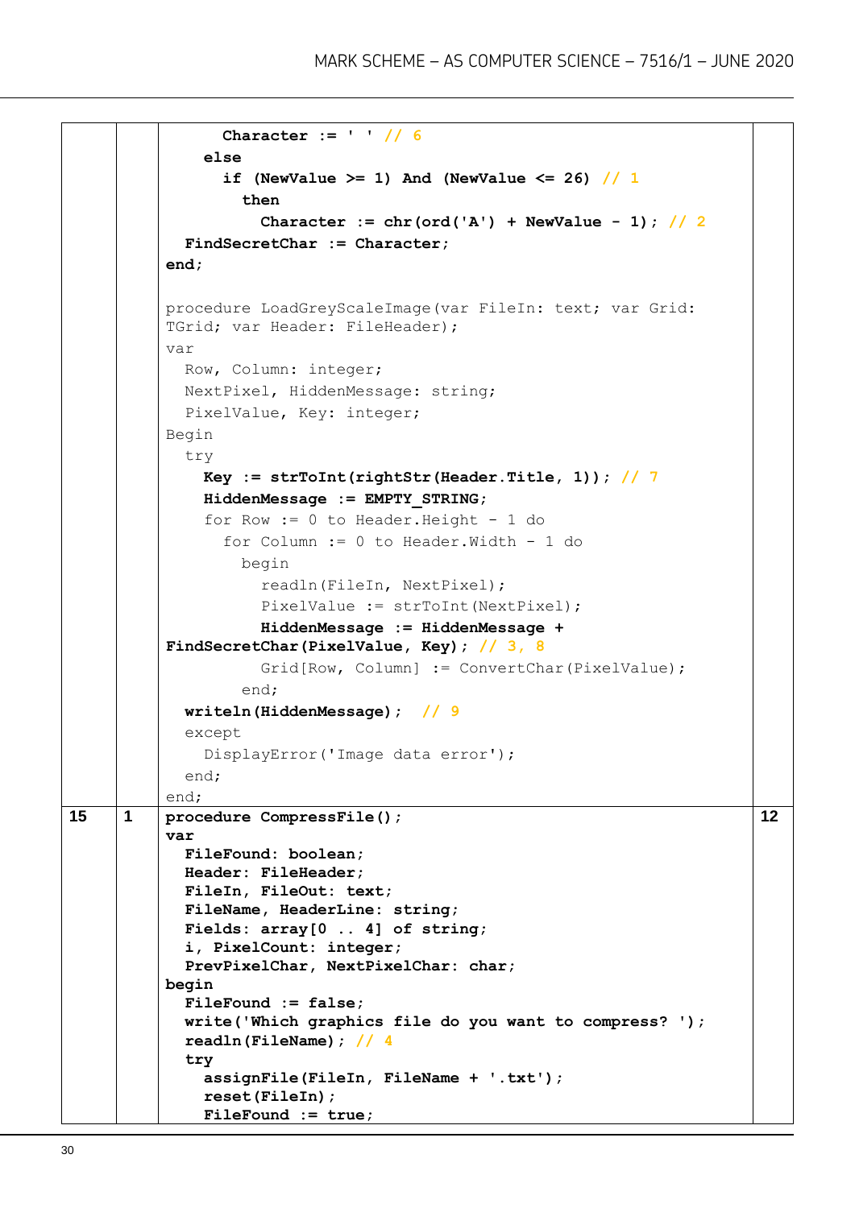| | | | |
|---|---|---|---|
| | | <pre>      Character := ' ' // 6<br>    else<br>      if (NewValue >= 1) And (NewValue <= 26) // 1<br>        then<br>          Character := chr(ord('A') + NewValue - 1); // 2<br>  FindSecretChar := Character;<br>end;<br><br>procedure LoadGreyScaleImage(var FileIn: text; var Grid:<br>TGrid; var Header: FileHeader);<br>var<br>  Row, Column: integer;<br>  NextPixel, HiddenMessage: string;<br>  PixelValue, Key: integer;<br>Begin<br>  try<br>    Key := strToInt(rightStr(Header.Title, 1)); // 7<br>    HiddenMessage := EMPTY_STRING;<br>    for Row := 0 to Header.Height - 1 do<br>      for Column := 0 to Header.Width - 1 do<br>        begin<br>          readln(FileIn, NextPixel);<br>          PixelValue := strToInt(NextPixel);<br>          HiddenMessage := HiddenMessage +<br>FindSecretChar(PixelValue, Key); // 3, 8<br>          Grid[Row, Column] := ConvertChar(PixelValue);<br>        end;<br>  writeln(HiddenMessage);  // 9<br>  except<br>    DisplayError('Image data error');<br>  end;<br>end;</pre> | |
| 15 | 1 | <pre>procedure CompressFile();<br>var<br>  FileFound: boolean;<br>  Header: FileHeader;<br>  FileIn, FileOut: text;<br>  FileName, HeaderLine: string;<br>  Fields: array[0 .. 4] of string;<br>  i, PixelCount: integer;<br>  PrevPixelChar, NextPixelChar: char;<br>begin<br>  FileFound := false;<br>  write('Which graphics file do you want to compress? ');<br>  readln(FileName); // 4<br>  try<br>    assignFile(FileIn, FileName + '.txt');<br>    reset(FileIn);<br>    FileFound := true;</pre> | 12 |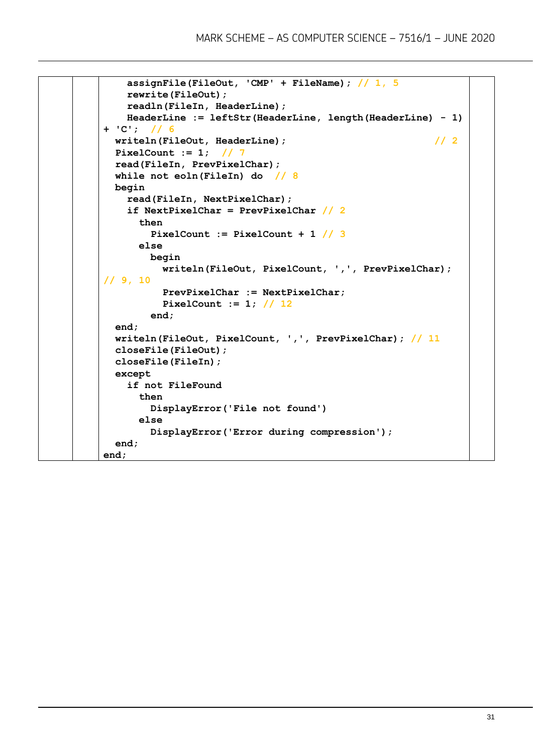```
    assignFile(FileOut, 'CMP' + FileName); // 1, 5
    rewrite(FileOut);
    readln(FileIn, HeaderLine);
    HeaderLine := leftStr(HeaderLine, length(HeaderLine) - 1)
+ 'C';  // 6
  writeln(FileOut, HeaderLine);                              // 2
  PixelCount := 1;  // 7
  read(FileIn, PrevPixelChar);
  while not eoln(FileIn) do  // 8
  begin
    read(FileIn, NextPixelChar);
    if NextPixelChar = PrevPixelChar // 2
      then
        PixelCount := PixelCount + 1 // 3
      else
        begin
          writeln(FileOut, PixelCount, ',', PrevPixelChar);
// 9, 10
          PrevPixelChar := NextPixelChar;
          PixelCount := 1; // 12
        end;
  end;
  writeln(FileOut, PixelCount, ',', PrevPixelChar); // 11
  closeFile(FileOut);
  closeFile(FileIn);
  except
    if not FileFound
      then
        DisplayError('File not found')
      else
        DisplayError('Error during compression');
  end;
end;
```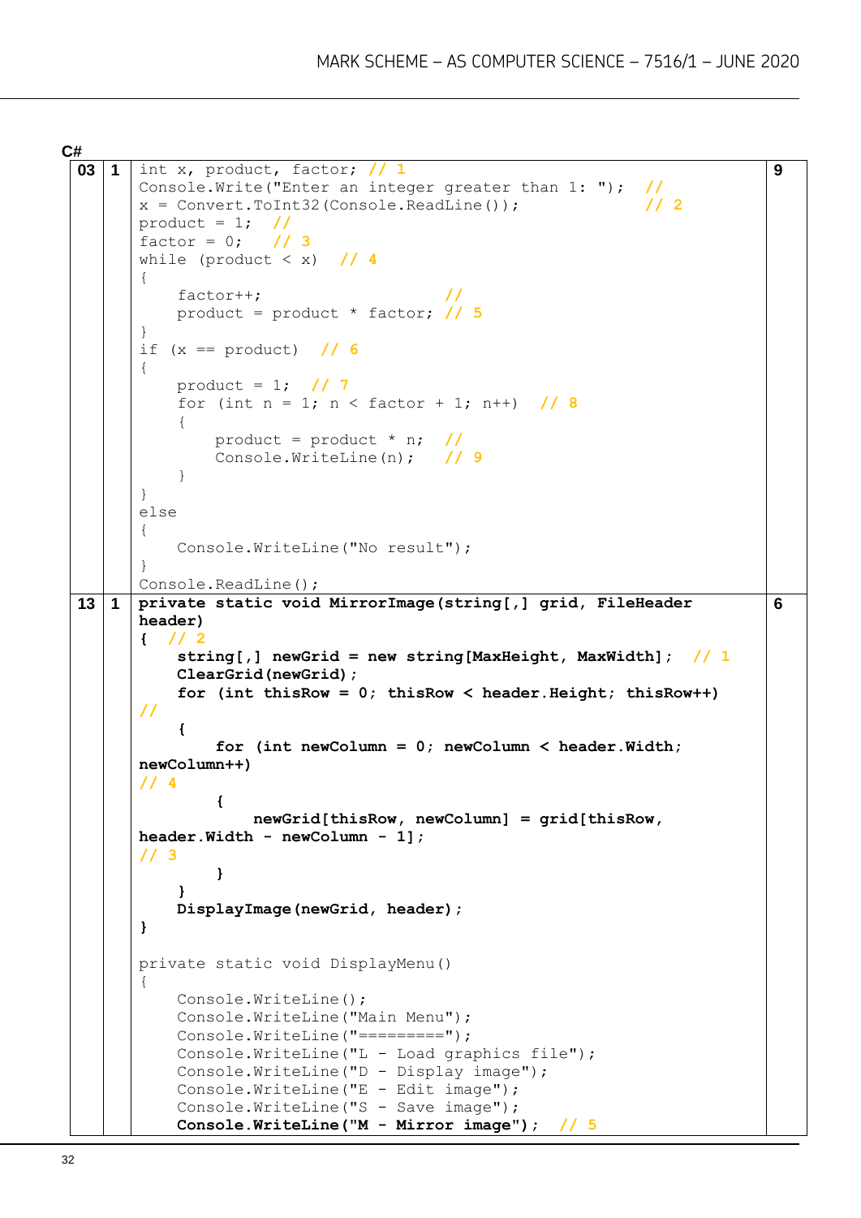**C#**

| | | | |
|---|---|---|---|
| 03 | 1 | `int x, product, factor; // 1`<br>`Console.Write("Enter an integer greater than 1: "); //`<br>`x = Convert.ToInt32(Console.ReadLine()); // 2`<br>`product = 1; //`<br>`factor = 0; // 3`<br>`while (product < x) // 4`<br>`{`<br>`    factor++; //`<br>`    product = product * factor; // 5`<br>`}`<br>`if (x == product) // 6`<br>`{`<br>`    product = 1; // 7`<br>`    for (int n = 1; n < factor + 1; n++) // 8`<br>`    {`<br>`        product = product * n; //`<br>`        Console.WriteLine(n); // 9`<br>`    }`<br>`}`<br>`else`<br>`{`<br>`    Console.WriteLine("No result");`<br>`}`<br>`Console.ReadLine();` | 9 |
| 13 | 1 | **`private static void MirrorImage(string[,] grid, FileHeader header)`**<br>**`{`** `// 2`<br>**`    string[,] newGrid = new string[MaxHeight, MaxWidth];`** `// 1`<br>**`    ClearGrid(newGrid);`**<br>**`    for (int thisRow = 0; thisRow < header.Height; thisRow++)`**<br>`//`<br>**`    {`**<br>**`        for (int newColumn = 0; newColumn < header.Width; newColumn++)`**<br>`// 4`<br>**`        {`**<br>**`            newGrid[thisRow, newColumn] = grid[thisRow, header.Width - newColumn - 1];`**<br>`// 3`<br>**`        }`**<br>**`    }`**<br>**`    DisplayImage(newGrid, header);`**<br>**`}`**<br><br>`private static void DisplayMenu()`<br>`{`<br>`    Console.WriteLine();`<br>`    Console.WriteLine("Main Menu");`<br>`    Console.WriteLine("=========");`<br>`    Console.WriteLine("L - Load graphics file");`<br>`    Console.WriteLine("D - Display image");`<br>`    Console.WriteLine("E - Edit image");`<br>`    Console.WriteLine("S - Save image");`<br>**`    Console.WriteLine("M - Mirror image");`** `// 5` | 6 |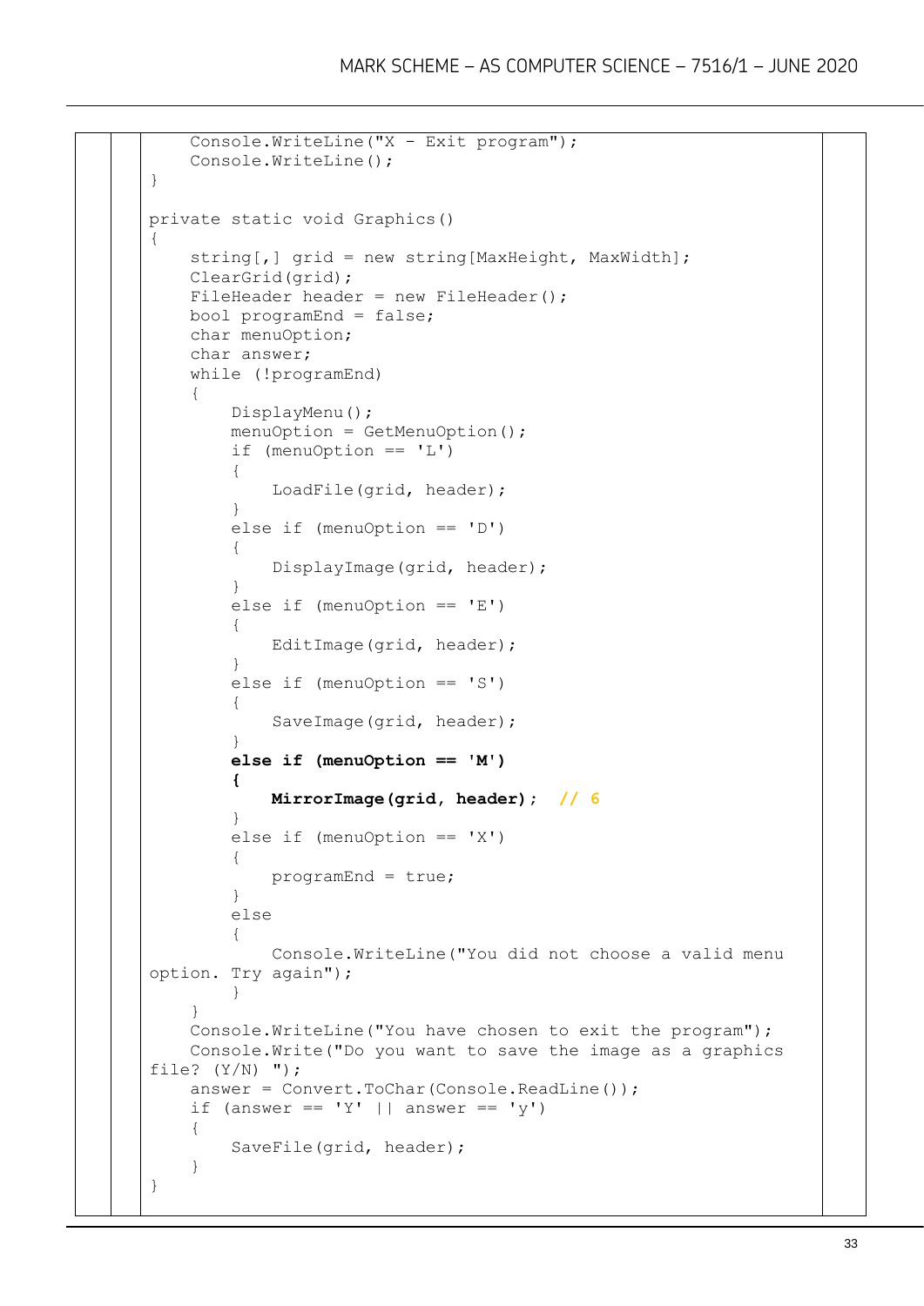```
    Console.WriteLine("X - Exit program");
    Console.WriteLine();
}

private static void Graphics()
{
    string[,] grid = new string[MaxHeight, MaxWidth];
    ClearGrid(grid);
    FileHeader header = new FileHeader();
    bool programEnd = false;
    char menuOption;
    char answer;
    while (!programEnd)
    {
        DisplayMenu();
        menuOption = GetMenuOption();
        if (menuOption == 'L')
        {
            LoadFile(grid, header);
        }
        else if (menuOption == 'D')
        {
            DisplayImage(grid, header);
        }
        else if (menuOption == 'E')
        {
            EditImage(grid, header);
        }
        else if (menuOption == 'S')
        {
            SaveImage(grid, header);
        }
        else if (menuOption == 'M')
        {
            MirrorImage(grid, header);  // 6
        }
        else if (menuOption == 'X')
        {
            programEnd = true;
        }
        else
        {
            Console.WriteLine("You did not choose a valid menu 
option. Try again");
        }
    }
    Console.WriteLine("You have chosen to exit the program");
    Console.Write("Do you want to save the image as a graphics 
file? (Y/N) ");
    answer = Convert.ToChar(Console.ReadLine());
    if (answer == 'Y' || answer == 'y')
    {
        SaveFile(grid, header);
    }
}
```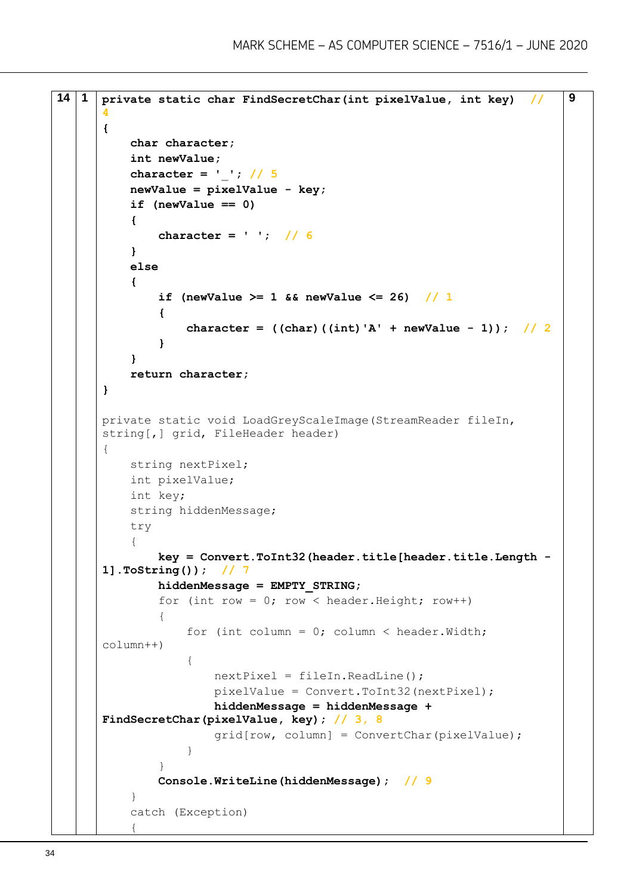| | | | |
|---|---|---|---|
| 14 | 1 | (code below) | 9 |

```
private static char FindSecretChar(int pixelValue, int key)  // 4
{
    char character;
    int newValue;
    character = '_'; // 5
    newValue = pixelValue - key;
    if (newValue == 0)
    {
        character = ' ';  // 6
    }
    else
    {
        if (newValue >= 1 && newValue <= 26)  // 1
        {
            character = ((char)((int)'A' + newValue - 1));  // 2
        }
    }
    return character;
}

private static void LoadGreyScaleImage(StreamReader fileIn,
string[,] grid, FileHeader header)
{
    string nextPixel;
    int pixelValue;
    int key;
    string hiddenMessage;
    try
    {
        key = Convert.ToInt32(header.title[header.title.Length -
1].ToString());  // 7
        hiddenMessage = EMPTY_STRING;
        for (int row = 0; row < header.Height; row++)
        {
            for (int column = 0; column < header.Width;
column++)
            {
                nextPixel = fileIn.ReadLine();
                pixelValue = Convert.ToInt32(nextPixel);
                hiddenMessage = hiddenMessage +
FindSecretChar(pixelValue, key); // 3, 8
                grid[row, column] = ConvertChar(pixelValue);
            }
        }
        Console.WriteLine(hiddenMessage);  // 9
    }
    catch (Exception)
    {
```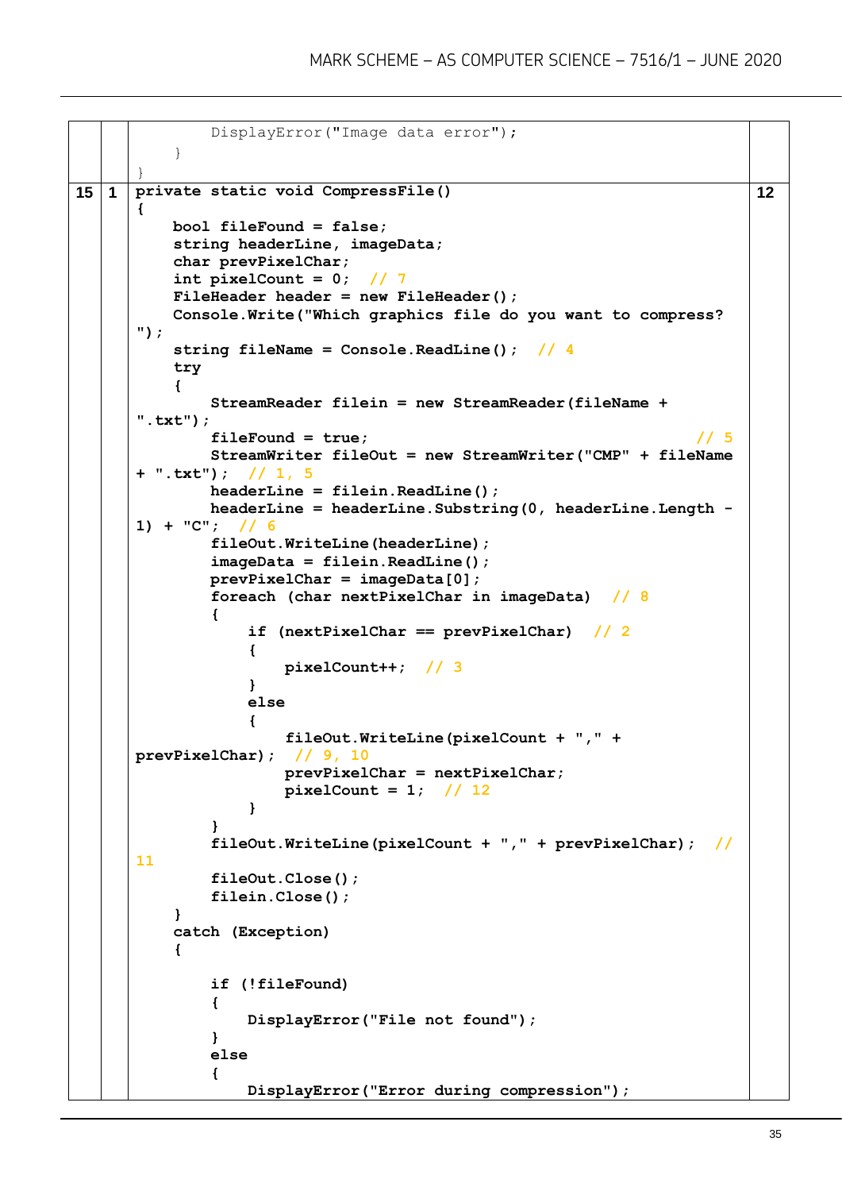| | | | |
|---|---|---|---|
| | | `DisplayError("Image data error");`<br>`    }`<br>`}` | |
| 15 | 1 | See code below | 12 |

```
        DisplayError("Image data error");
    }
}
```

**15 1** **12**

```
private static void CompressFile()
{
    bool fileFound = false;
    string headerLine, imageData;
    char prevPixelChar;
    int pixelCount = 0;  // 7
    FileHeader header = new FileHeader();
    Console.Write("Which graphics file do you want to compress? ");
    string fileName = Console.ReadLine();  // 4
    try
    {
        StreamReader filein = new StreamReader(fileName + ".txt");
        fileFound = true;                                    // 5
        StreamWriter fileOut = new StreamWriter("CMP" + fileName + ".txt");  // 1, 5
        headerLine = filein.ReadLine();
        headerLine = headerLine.Substring(0, headerLine.Length - 1) + "C";  // 6
        fileOut.WriteLine(headerLine);
        imageData = filein.ReadLine();
        prevPixelChar = imageData[0];
        foreach (char nextPixelChar in imageData)  // 8
        {
            if (nextPixelChar == prevPixelChar)  // 2
            {
                pixelCount++;  // 3
            }
            else
            {
                fileOut.WriteLine(pixelCount + "," + prevPixelChar);  // 9, 10
                prevPixelChar = nextPixelChar;
                pixelCount = 1;  // 12
            }
        }
        fileOut.WriteLine(pixelCount + "," + prevPixelChar);  // 11
        fileOut.Close();
        filein.Close();
    }
    catch (Exception)
    {

        if (!fileFound)
        {
            DisplayError("File not found");
        }
        else
        {
            DisplayError("Error during compression");
```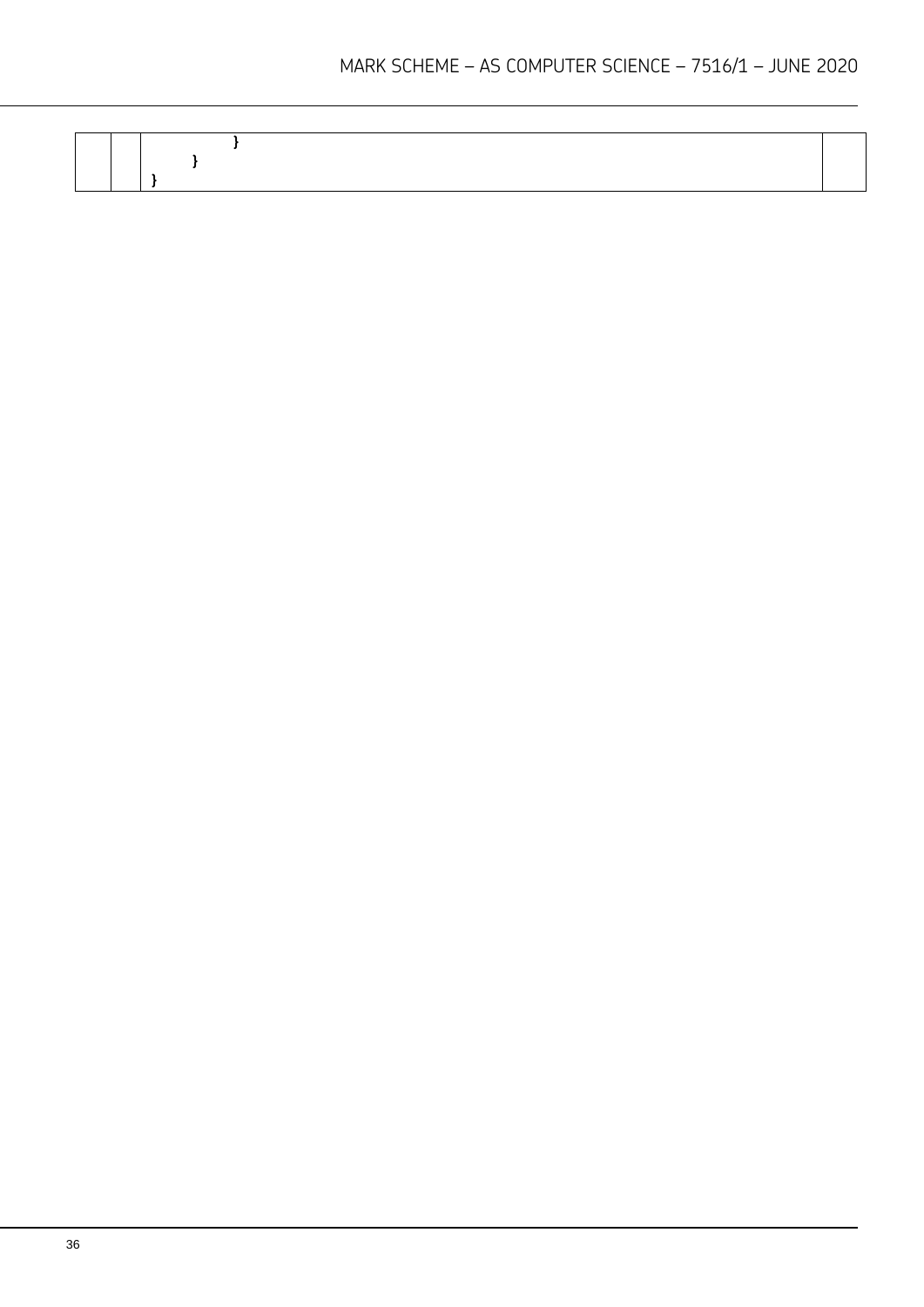| | | | |
|---|---|---|---|
| | | ```<br>        }<br>    }<br>}<br>``` | |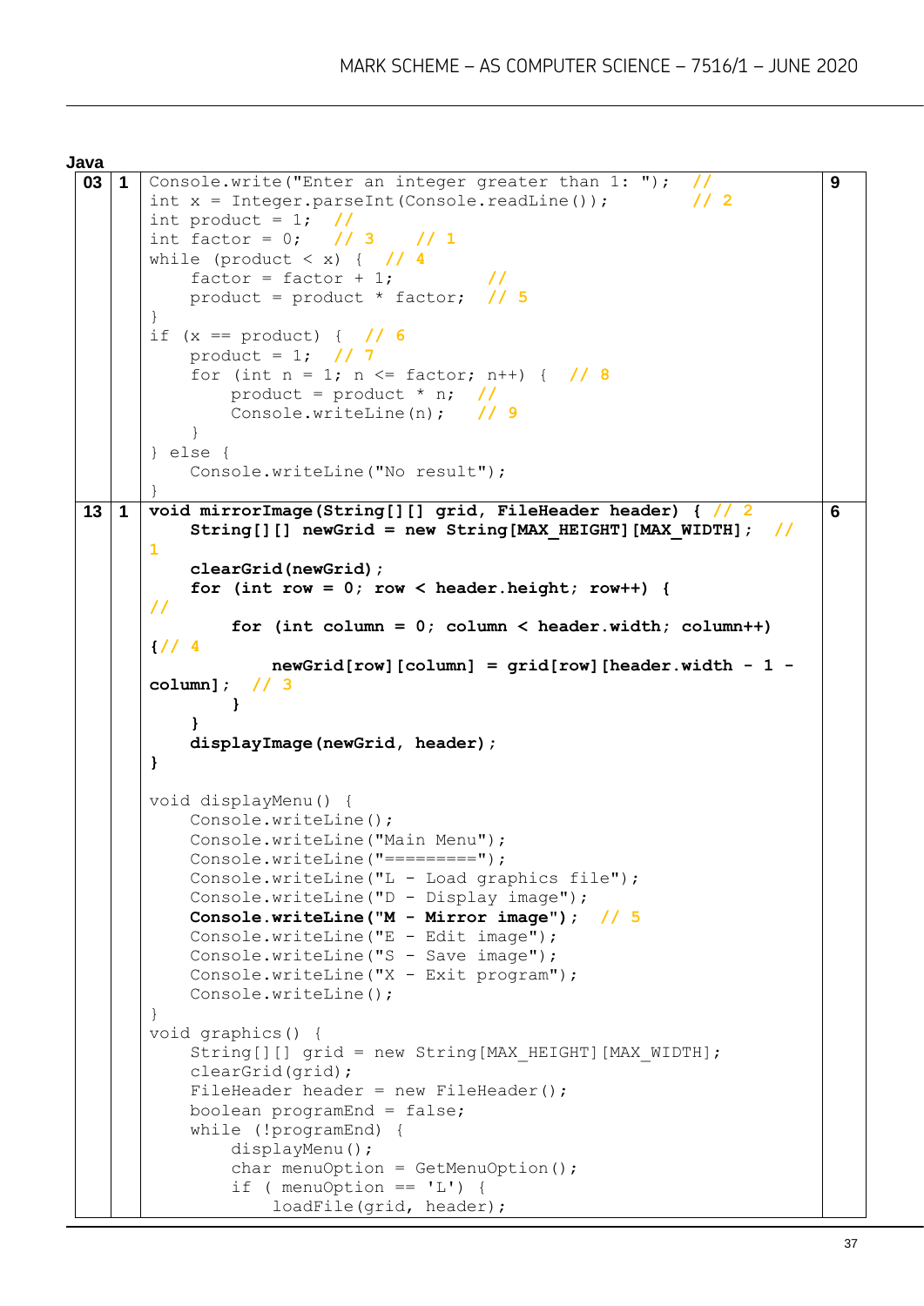**Java**

| | | | |
|---|---|---|---|
| 03 | 1 | <pre>Console.write("Enter an integer greater than 1: ");   //<br>int x = Integer.parseInt(Console.readLine());         // 2<br>int product = 1;  //<br>int factor = 0;   // 3    // 1<br>while (product < x) {  // 4<br>    factor = factor + 1;          //<br>    product = product * factor;  // 5<br>}<br>if (x == product) {  // 6<br>    product = 1;  // 7<br>    for (int n = 1; n <= factor; n++) {  // 8<br>        product = product * n;  //<br>        Console.writeLine(n);   // 9<br>    }<br>} else {<br>    Console.writeLine("No result");<br>}</pre> | 9 |
| 13 | 1 | <pre>**void mirrorImage(String[][] grid, FileHeader header) {** // 2<br>    **String[][] newGrid = new String[MAX_HEIGHT][MAX_WIDTH];**  // 1<br>    **clearGrid(newGrid);**<br>    **for (int row = 0; row < header.height; row++) {** //<br>        **for (int column = 0; column < header.width; column++) {**// 4<br>            **newGrid[row][column] = grid[row][header.width - 1 - column];**  // 3<br>        **}**<br>    **}**<br>    **displayImage(newGrid, header);**<br>**}**<br><br>void displayMenu() {<br>    Console.writeLine();<br>    Console.writeLine("Main Menu");<br>    Console.writeLine("=========");<br>    Console.writeLine("L - Load graphics file");<br>    Console.writeLine("D - Display image");<br>    **Console.writeLine("M - Mirror image");**  // 5<br>    Console.writeLine("E - Edit image");<br>    Console.writeLine("S - Save image");<br>    Console.writeLine("X - Exit program");<br>    Console.writeLine();<br>}<br>void graphics() {<br>    String[][] grid = new String[MAX_HEIGHT][MAX_WIDTH];<br>    clearGrid(grid);<br>    FileHeader header = new FileHeader();<br>    boolean programEnd = false;<br>    while (!programEnd) {<br>        displayMenu();<br>        char menuOption = GetMenuOption();<br>        if ( menuOption == 'L') {<br>            loadFile(grid, header);</pre> | 6 |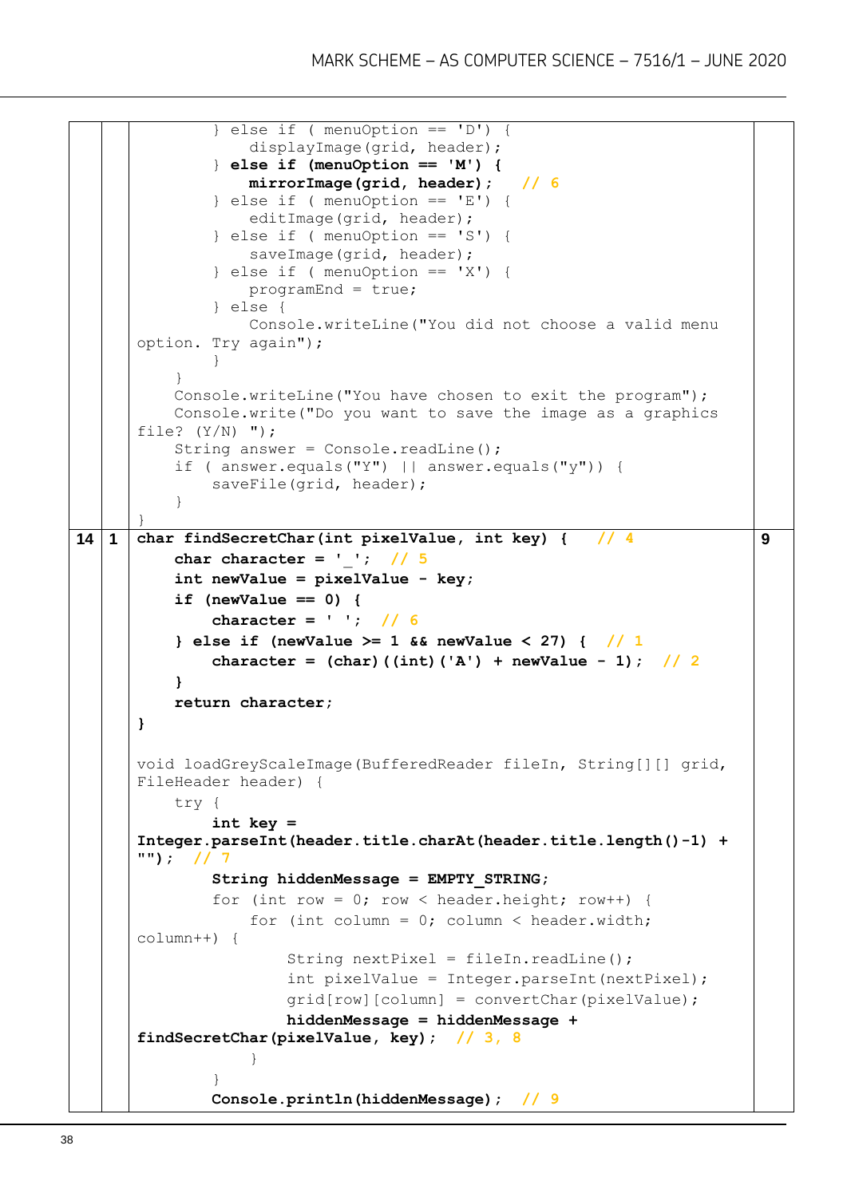| | | | |
|---|---|---|---|
| | | ```<br>        } else if ( menuOption == 'D') {<br>            displayImage(grid, header);<br>        } else if (menuOption == 'M') {<br>            mirrorImage(grid, header);   // 6<br>        } else if ( menuOption == 'E') {<br>            editImage(grid, header);<br>        } else if ( menuOption == 'S') {<br>            saveImage(grid, header);<br>        } else if ( menuOption == 'X') {<br>            programEnd = true;<br>        } else {<br>            Console.writeLine("You did not choose a valid menu option. Try again");<br>        }<br>    }<br>    Console.writeLine("You have chosen to exit the program");<br>    Console.write("Do you want to save the image as a graphics file? (Y/N) ");<br>    String answer = Console.readLine();<br>    if ( answer.equals("Y") \|\| answer.equals("y")) {<br>        saveFile(grid, header);<br>    }<br>}<br>``` | |
| 14 | 1 | ```<br>char findSecretChar(int pixelValue, int key) {   // 4<br>    char character = '_';  // 5<br>    int newValue = pixelValue - key;<br>    if (newValue == 0) {<br>        character = ' ';  // 6<br>    } else if (newValue >= 1 && newValue < 27) {  // 1<br>        character = (char)((int)('A') + newValue - 1);  // 2<br>    }<br>    return character;<br>}<br><br>void loadGreyScaleImage(BufferedReader fileIn, String[][] grid, FileHeader header) {<br>    try {<br>        int key = Integer.parseInt(header.title.charAt(header.title.length()-1) + "");  // 7<br>        String hiddenMessage = EMPTY_STRING;<br>        for (int row = 0; row < header.height; row++) {<br>            for (int column = 0; column < header.width; column++) {<br>                String nextPixel = fileIn.readLine();<br>                int pixelValue = Integer.parseInt(nextPixel);<br>                grid[row][column] = convertChar(pixelValue);<br>                hiddenMessage = hiddenMessage + findSecretChar(pixelValue, key);  // 3, 8<br>            }<br>        }<br>        Console.println(hiddenMessage);  // 9<br>``` | 9 |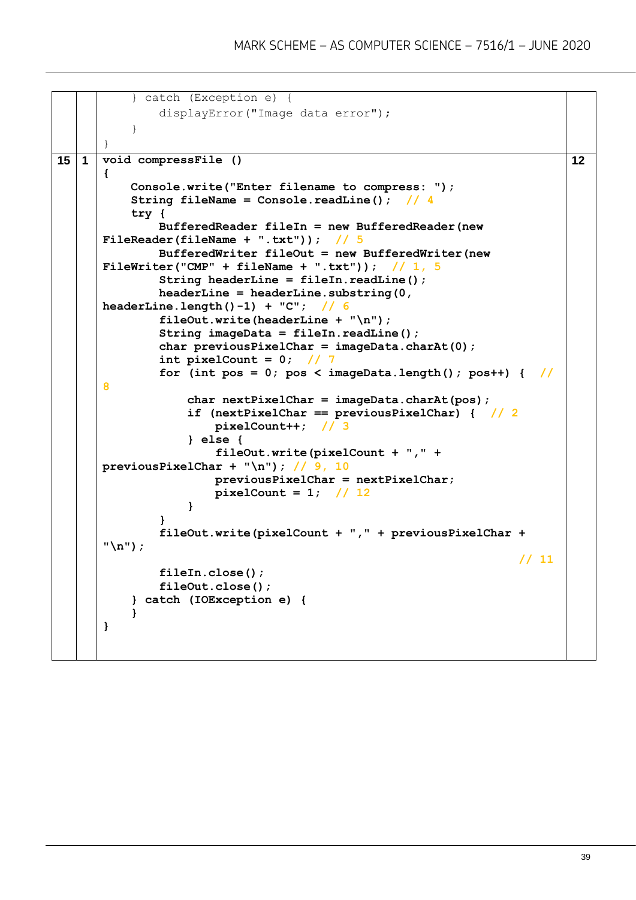| | | | |
|---|---|---|---|
| | | `} catch (Exception e) {`<br>`    displayError("Image data error");`<br>`}`<br>`}` | |
| 15 | 1 | (see code below) | 12 |

```
void compressFile ()
{
    Console.write("Enter filename to compress: ");
    String fileName = Console.readLine();  // 4
    try {
        BufferedReader fileIn = new BufferedReader(new
FileReader(fileName + ".txt"));  // 5
        BufferedWriter fileOut = new BufferedWriter(new
FileWriter("CMP" + fileName + ".txt"));  // 1, 5
        String headerLine = fileIn.readLine();
        headerLine = headerLine.substring(0,
headerLine.length()-1) + "C";  // 6
        fileOut.write(headerLine + "\n");
        String imageData = fileIn.readLine();
        char previousPixelChar = imageData.charAt(0);
        int pixelCount = 0;  // 7
        for (int pos = 0; pos < imageData.length(); pos++) {  //
8
            char nextPixelChar = imageData.charAt(pos);
            if (nextPixelChar == previousPixelChar) {  // 2
                pixelCount++;  // 3
            } else {
                fileOut.write(pixelCount + "," +
previousPixelChar + "\n"); // 9, 10
                previousPixelChar = nextPixelChar;
                pixelCount = 1;  // 12
            }
        }
        fileOut.write(pixelCount + "," + previousPixelChar +
"\n");
                                                        // 11
        fileIn.close();
        fileOut.close();
    } catch (IOException e) {
    }
}
```